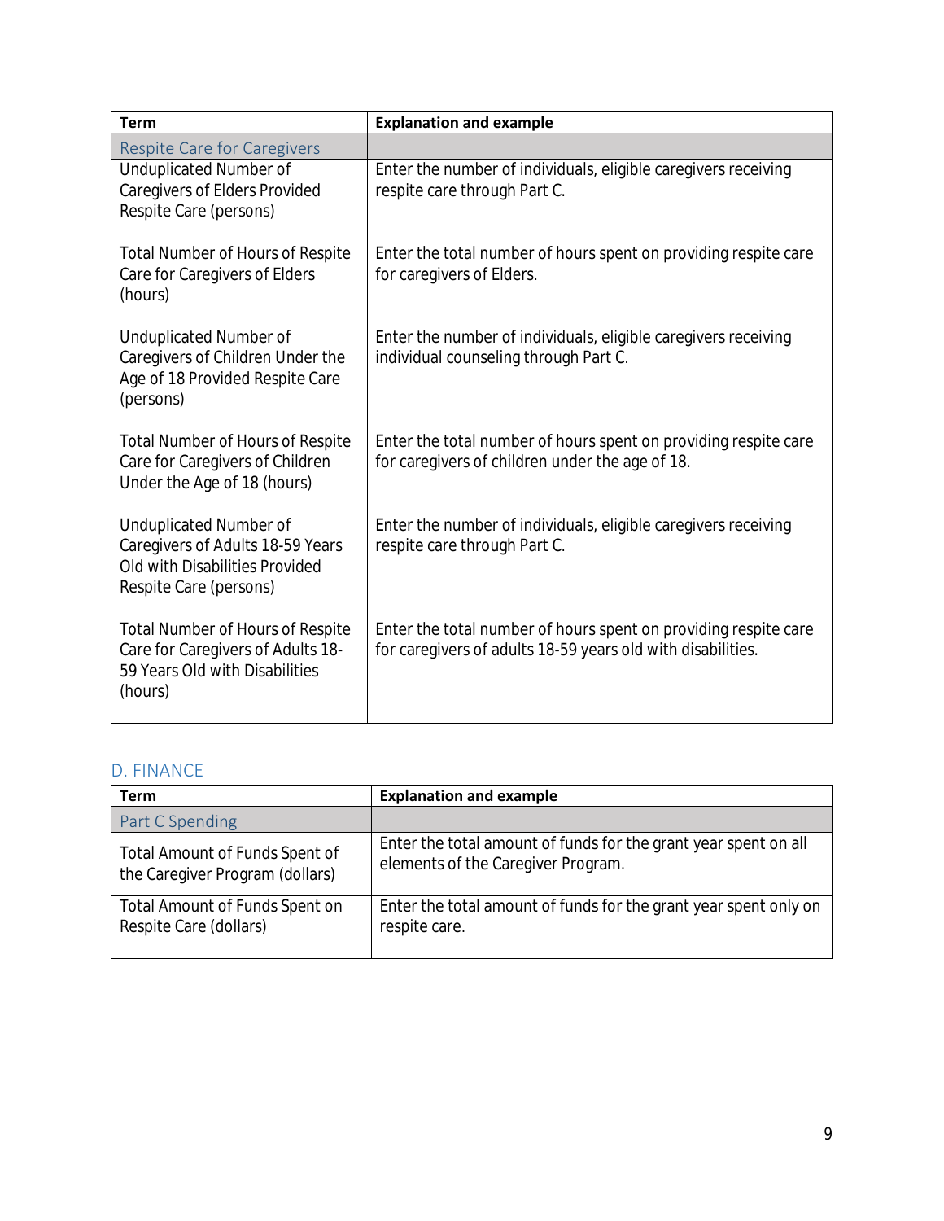| Term | Explanation and example |
| --- | --- |
| Respite Care for Caregivers | |
| Unduplicated Number of Caregivers of Elders Provided Respite Care (persons) | Enter the number of individuals, eligible caregivers receiving respite care through Part C. |
| Total Number of Hours of Respite Care for Caregivers of Elders (hours) | Enter the total number of hours spent on providing respite care for caregivers of Elders. |
| Unduplicated Number of Caregivers of Children Under the Age of 18 Provided Respite Care (persons) | Enter the number of individuals, eligible caregivers receiving individual counseling through Part C. |
| Total Number of Hours of Respite Care for Caregivers of Children Under the Age of 18 (hours) | Enter the total number of hours spent on providing respite care for caregivers of children under the age of 18. |
| Unduplicated Number of Caregivers of Adults 18-59 Years Old with Disabilities Provided Respite Care (persons) | Enter the number of individuals, eligible caregivers receiving respite care through Part C. |
| Total Number of Hours of Respite Care for Caregivers of Adults 18-59 Years Old with Disabilities (hours) | Enter the total number of hours spent on providing respite care for caregivers of adults 18-59 years old with disabilities. |

## D. FINANCE

| Term | Explanation and example |
| --- | --- |
| Part C Spending | |
| Total Amount of Funds Spent of the Caregiver Program (dollars) | Enter the total amount of funds for the grant year spent on all elements of the Caregiver Program. |
| Total Amount of Funds Spent on Respite Care (dollars) | Enter the total amount of funds for the grant year spent only on respite care. |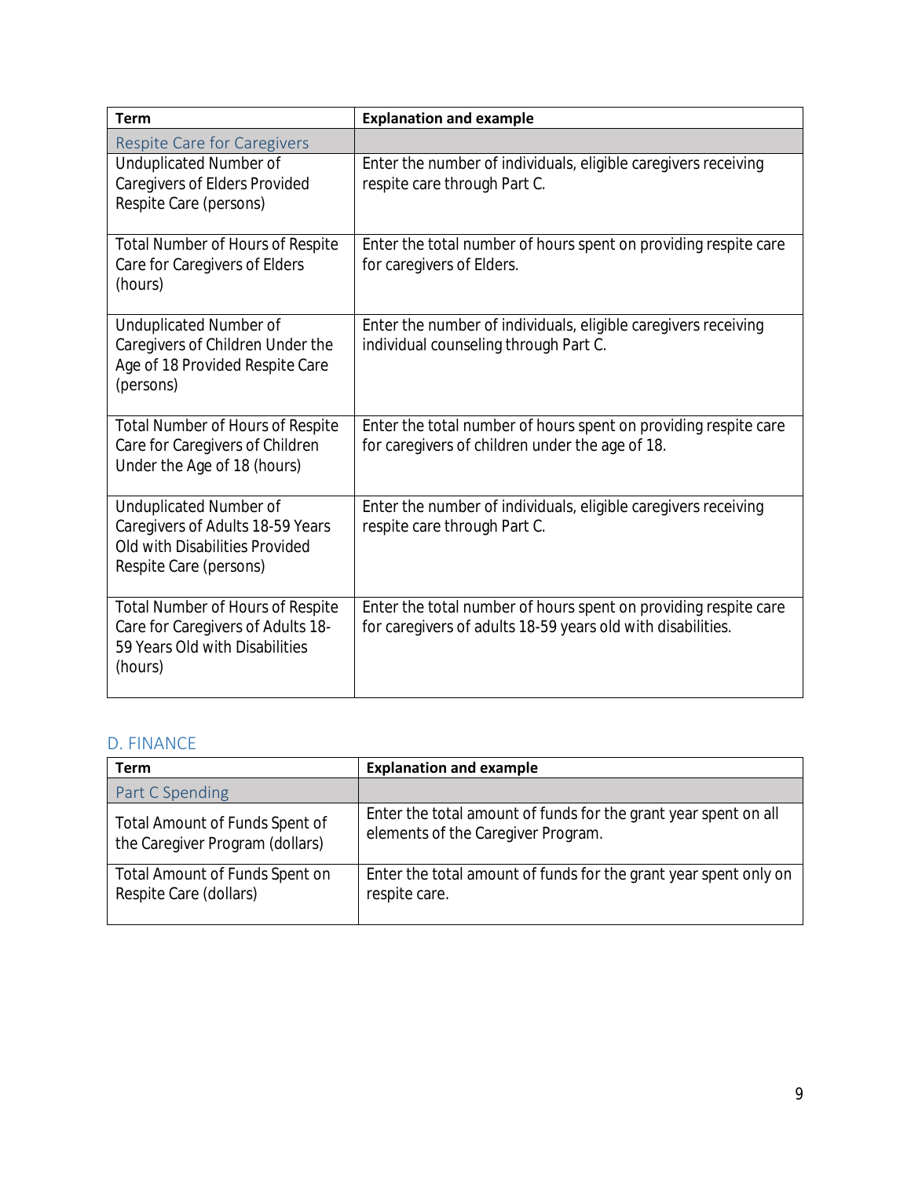| Term | Explanation and example |
| --- | --- |
| Respite Care for Caregivers | |
| Unduplicated Number of Caregivers of Elders Provided Respite Care (persons) | Enter the number of individuals, eligible caregivers receiving respite care through Part C. |
| Total Number of Hours of Respite Care for Caregivers of Elders (hours) | Enter the total number of hours spent on providing respite care for caregivers of Elders. |
| Unduplicated Number of Caregivers of Children Under the Age of 18 Provided Respite Care (persons) | Enter the number of individuals, eligible caregivers receiving individual counseling through Part C. |
| Total Number of Hours of Respite Care for Caregivers of Children Under the Age of 18 (hours) | Enter the total number of hours spent on providing respite care for caregivers of children under the age of 18. |
| Unduplicated Number of Caregivers of Adults 18-59 Years Old with Disabilities Provided Respite Care (persons) | Enter the number of individuals, eligible caregivers receiving respite care through Part C. |
| Total Number of Hours of Respite Care for Caregivers of Adults 18-59 Years Old with Disabilities (hours) | Enter the total number of hours spent on providing respite care for caregivers of adults 18-59 years old with disabilities. |

## D. FINANCE

| Term | Explanation and example |
| --- | --- |
| Part C Spending | |
| Total Amount of Funds Spent of the Caregiver Program (dollars) | Enter the total amount of funds for the grant year spent on all elements of the Caregiver Program. |
| Total Amount of Funds Spent on Respite Care (dollars) | Enter the total amount of funds for the grant year spent only on respite care. |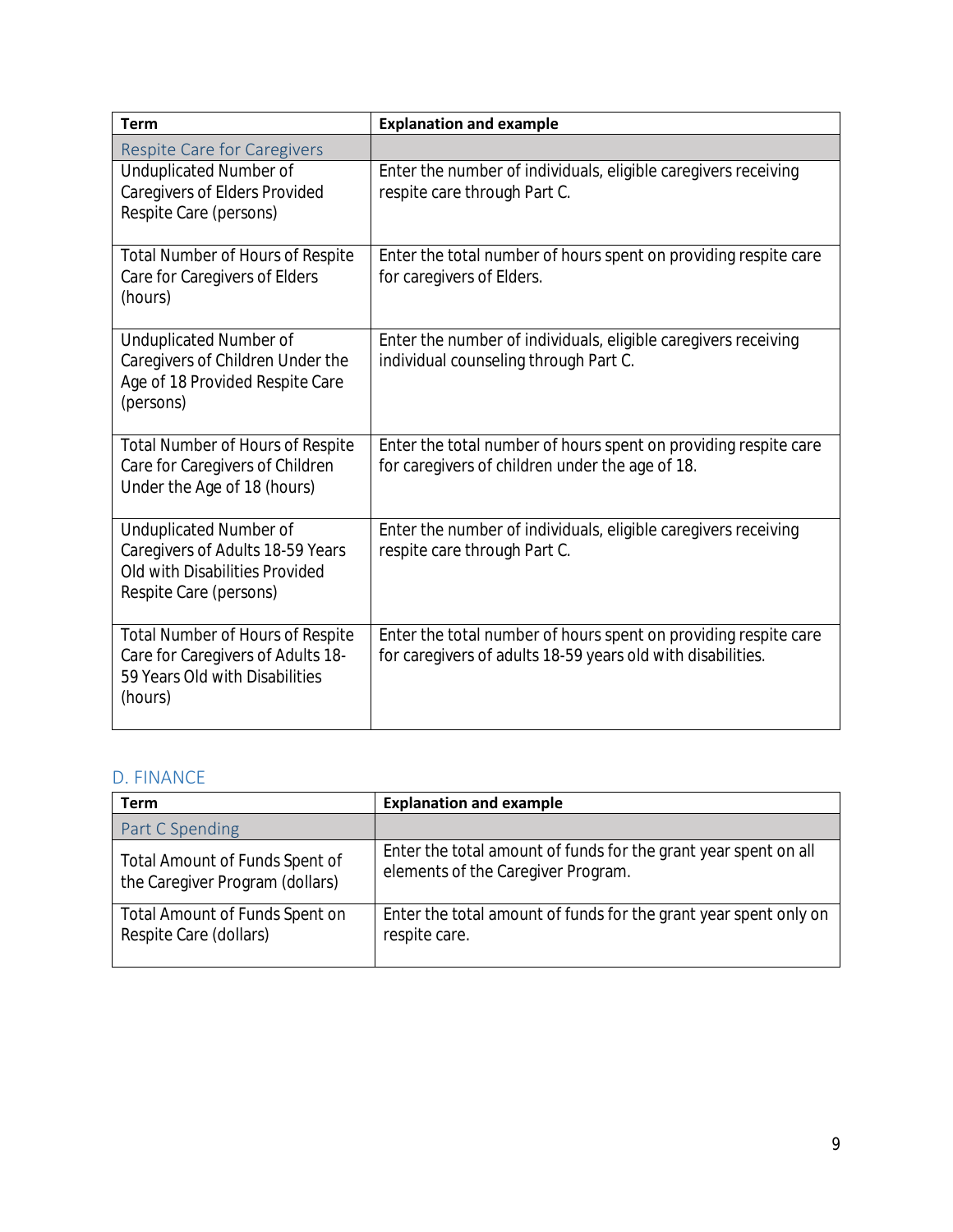| Term | Explanation and example |
| --- | --- |
| Respite Care for Caregivers | |
| Unduplicated Number of Caregivers of Elders Provided Respite Care (persons) | Enter the number of individuals, eligible caregivers receiving respite care through Part C. |
| Total Number of Hours of Respite Care for Caregivers of Elders (hours) | Enter the total number of hours spent on providing respite care for caregivers of Elders. |
| Unduplicated Number of Caregivers of Children Under the Age of 18 Provided Respite Care (persons) | Enter the number of individuals, eligible caregivers receiving individual counseling through Part C. |
| Total Number of Hours of Respite Care for Caregivers of Children Under the Age of 18 (hours) | Enter the total number of hours spent on providing respite care for caregivers of children under the age of 18. |
| Unduplicated Number of Caregivers of Adults 18-59 Years Old with Disabilities Provided Respite Care (persons) | Enter the number of individuals, eligible caregivers receiving respite care through Part C. |
| Total Number of Hours of Respite Care for Caregivers of Adults 18-59 Years Old with Disabilities (hours) | Enter the total number of hours spent on providing respite care for caregivers of adults 18-59 years old with disabilities. |

## D. FINANCE

| Term | Explanation and example |
| --- | --- |
| Part C Spending | |
| Total Amount of Funds Spent of the Caregiver Program (dollars) | Enter the total amount of funds for the grant year spent on all elements of the Caregiver Program. |
| Total Amount of Funds Spent on Respite Care (dollars) | Enter the total amount of funds for the grant year spent only on respite care. |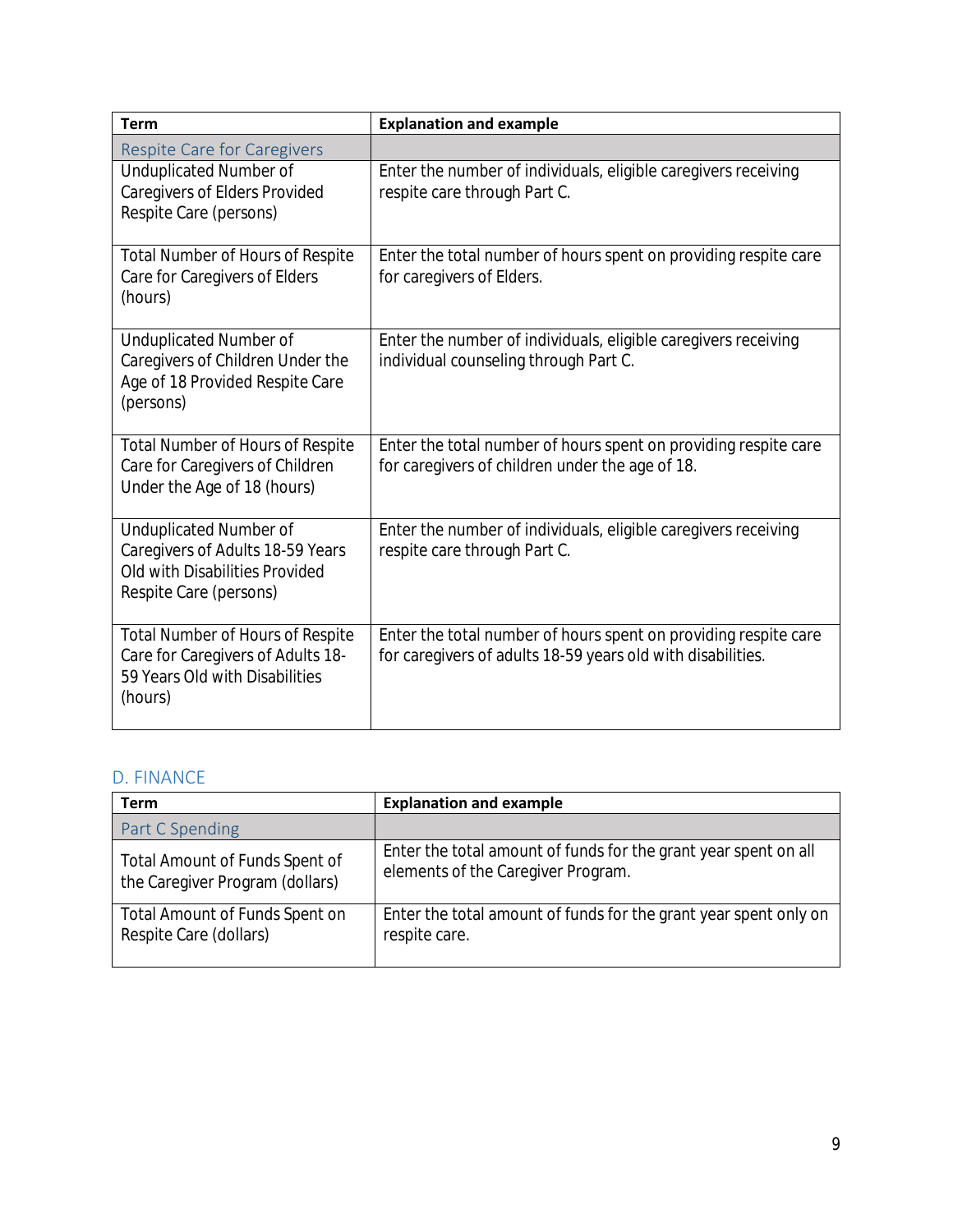| Term | Explanation and example |
|---|---|
| Respite Care for Caregivers | |
| Unduplicated Number of Caregivers of Elders Provided Respite Care (persons) | Enter the number of individuals, eligible caregivers receiving respite care through Part C. |
| Total Number of Hours of Respite Care for Caregivers of Elders (hours) | Enter the total number of hours spent on providing respite care for caregivers of Elders. |
| Unduplicated Number of Caregivers of Children Under the Age of 18 Provided Respite Care (persons) | Enter the number of individuals, eligible caregivers receiving individual counseling through Part C. |
| Total Number of Hours of Respite Care for Caregivers of Children Under the Age of 18 (hours) | Enter the total number of hours spent on providing respite care for caregivers of children under the age of 18. |
| Unduplicated Number of Caregivers of Adults 18-59 Years Old with Disabilities Provided Respite Care (persons) | Enter the number of individuals, eligible caregivers receiving respite care through Part C. |
| Total Number of Hours of Respite Care for Caregivers of Adults 18-59 Years Old with Disabilities (hours) | Enter the total number of hours spent on providing respite care for caregivers of adults 18-59 years old with disabilities. |

## D. FINANCE

| Term | Explanation and example |
|---|---|
| Part C Spending | |
| Total Amount of Funds Spent of the Caregiver Program (dollars) | Enter the total amount of funds for the grant year spent on all elements of the Caregiver Program. |
| Total Amount of Funds Spent on Respite Care (dollars) | Enter the total amount of funds for the grant year spent only on respite care. |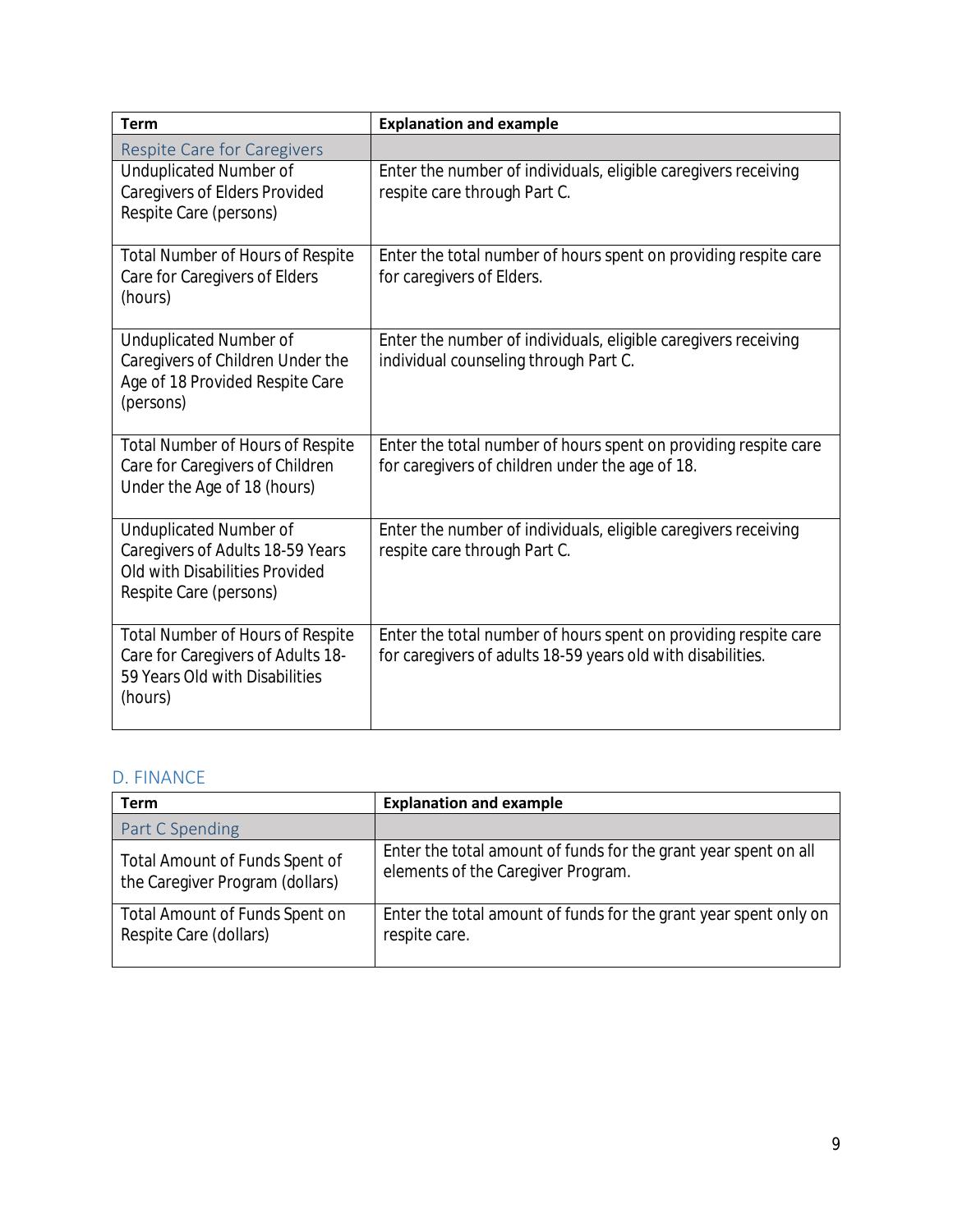| Term | Explanation and example |
| --- | --- |
| Respite Care for Caregivers | |
| Unduplicated Number of Caregivers of Elders Provided Respite Care (persons) | Enter the number of individuals, eligible caregivers receiving respite care through Part C. |
| Total Number of Hours of Respite Care for Caregivers of Elders (hours) | Enter the total number of hours spent on providing respite care for caregivers of Elders. |
| Unduplicated Number of Caregivers of Children Under the Age of 18 Provided Respite Care (persons) | Enter the number of individuals, eligible caregivers receiving individual counseling through Part C. |
| Total Number of Hours of Respite Care for Caregivers of Children Under the Age of 18 (hours) | Enter the total number of hours spent on providing respite care for caregivers of children under the age of 18. |
| Unduplicated Number of Caregivers of Adults 18-59 Years Old with Disabilities Provided Respite Care (persons) | Enter the number of individuals, eligible caregivers receiving respite care through Part C. |
| Total Number of Hours of Respite Care for Caregivers of Adults 18-59 Years Old with Disabilities (hours) | Enter the total number of hours spent on providing respite care for caregivers of adults 18-59 years old with disabilities. |

## D. FINANCE

| Term | Explanation and example |
| --- | --- |
| Part C Spending | |
| Total Amount of Funds Spent of the Caregiver Program (dollars) | Enter the total amount of funds for the grant year spent on all elements of the Caregiver Program. |
| Total Amount of Funds Spent on Respite Care (dollars) | Enter the total amount of funds for the grant year spent only on respite care. |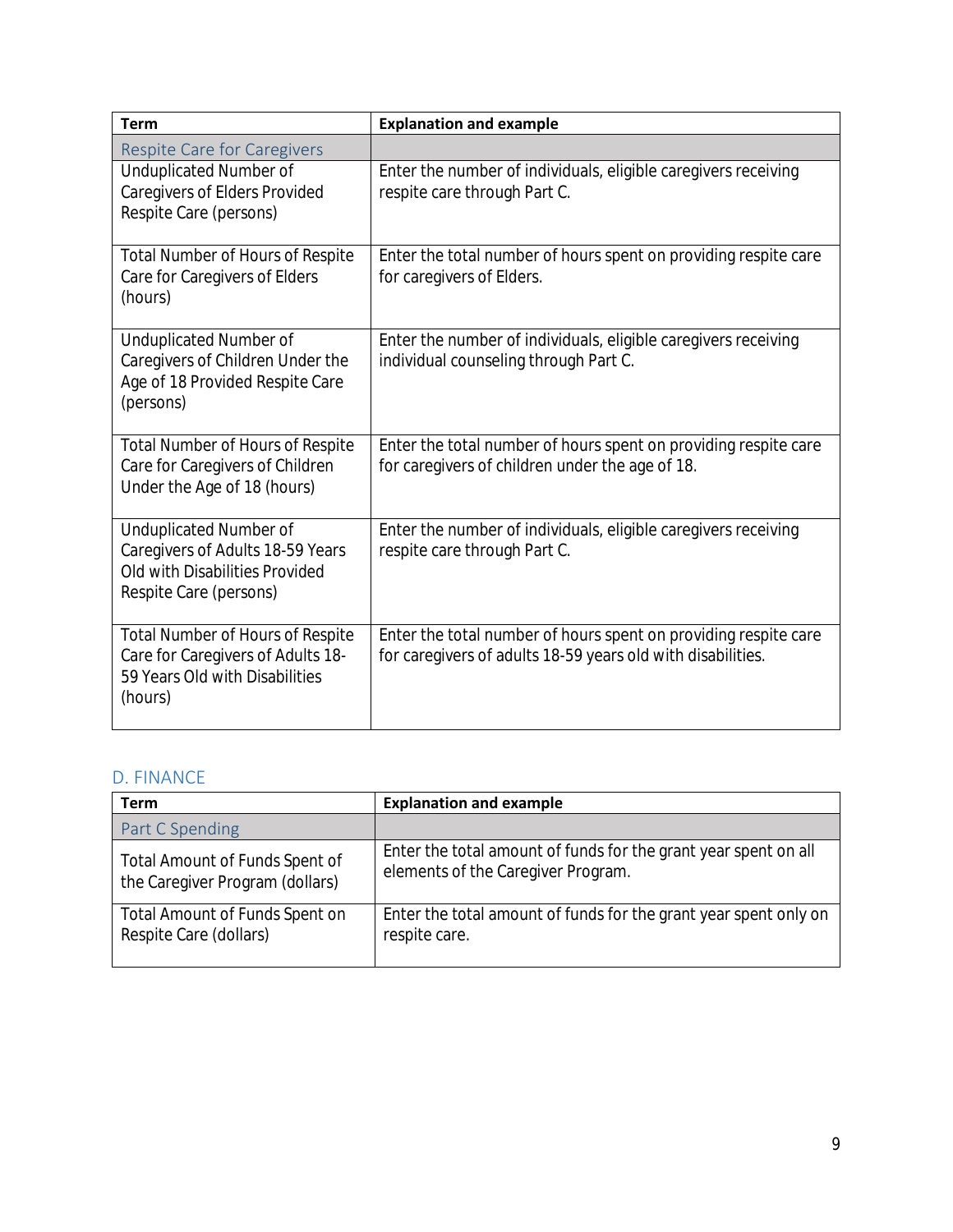| Term | Explanation and example |
| --- | --- |
| Respite Care for Caregivers | |
| Unduplicated Number of Caregivers of Elders Provided Respite Care (persons) | Enter the number of individuals, eligible caregivers receiving respite care through Part C. |
| Total Number of Hours of Respite Care for Caregivers of Elders (hours) | Enter the total number of hours spent on providing respite care for caregivers of Elders. |
| Unduplicated Number of Caregivers of Children Under the Age of 18 Provided Respite Care (persons) | Enter the number of individuals, eligible caregivers receiving individual counseling through Part C. |
| Total Number of Hours of Respite Care for Caregivers of Children Under the Age of 18 (hours) | Enter the total number of hours spent on providing respite care for caregivers of children under the age of 18. |
| Unduplicated Number of Caregivers of Adults 18-59 Years Old with Disabilities Provided Respite Care (persons) | Enter the number of individuals, eligible caregivers receiving respite care through Part C. |
| Total Number of Hours of Respite Care for Caregivers of Adults 18-59 Years Old with Disabilities (hours) | Enter the total number of hours spent on providing respite care for caregivers of adults 18-59 years old with disabilities. |

## D. FINANCE

| Term | Explanation and example |
| --- | --- |
| Part C Spending | |
| Total Amount of Funds Spent of the Caregiver Program (dollars) | Enter the total amount of funds for the grant year spent on all elements of the Caregiver Program. |
| Total Amount of Funds Spent on Respite Care (dollars) | Enter the total amount of funds for the grant year spent only on respite care. |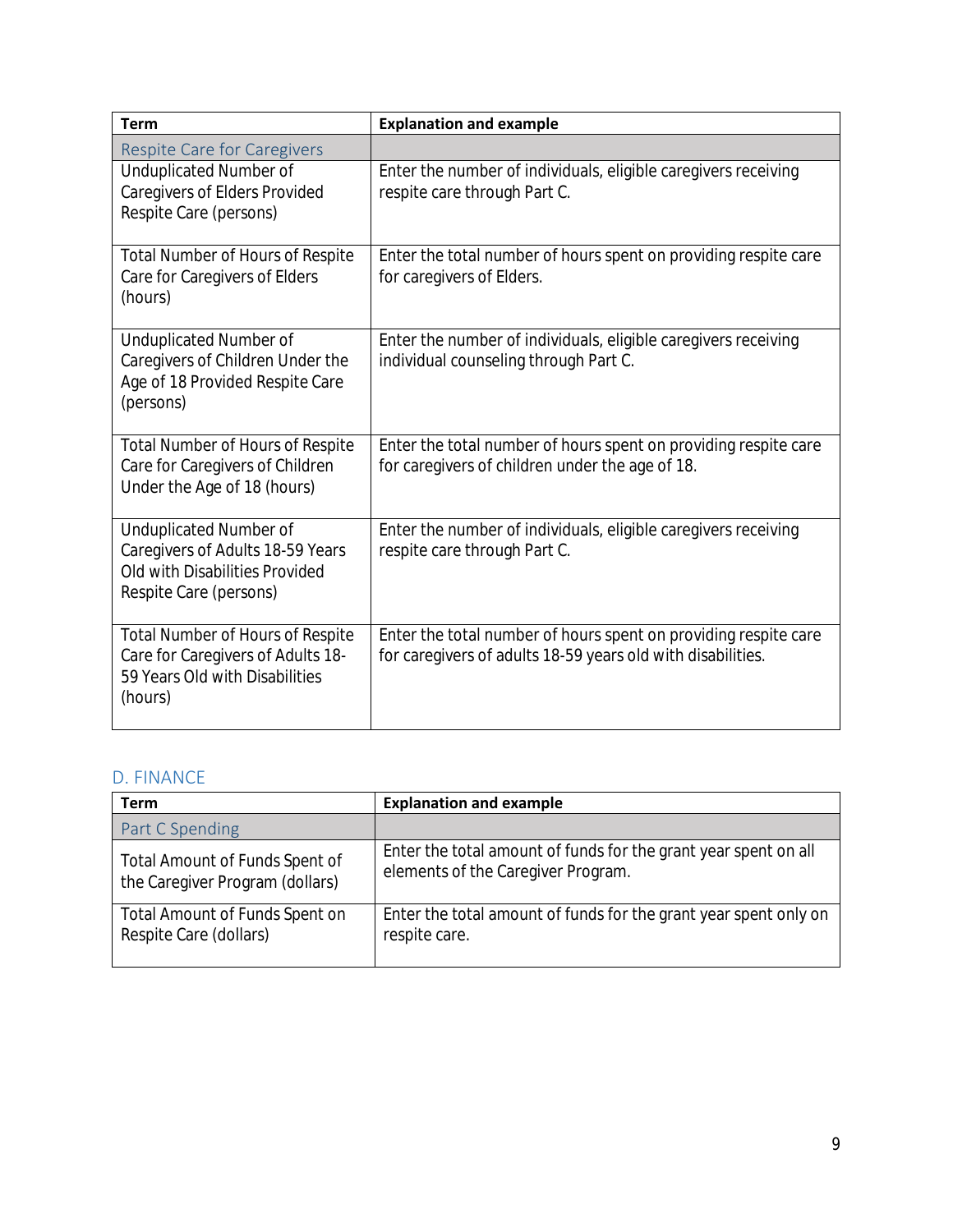| Term | Explanation and example |
|---|---|
| Respite Care for Caregivers | |
| Unduplicated Number of Caregivers of Elders Provided Respite Care (persons) | Enter the number of individuals, eligible caregivers receiving respite care through Part C. |
| Total Number of Hours of Respite Care for Caregivers of Elders (hours) | Enter the total number of hours spent on providing respite care for caregivers of Elders. |
| Unduplicated Number of Caregivers of Children Under the Age of 18 Provided Respite Care (persons) | Enter the number of individuals, eligible caregivers receiving individual counseling through Part C. |
| Total Number of Hours of Respite Care for Caregivers of Children Under the Age of 18 (hours) | Enter the total number of hours spent on providing respite care for caregivers of children under the age of 18. |
| Unduplicated Number of Caregivers of Adults 18-59 Years Old with Disabilities Provided Respite Care (persons) | Enter the number of individuals, eligible caregivers receiving respite care through Part C. |
| Total Number of Hours of Respite Care for Caregivers of Adults 18-59 Years Old with Disabilities (hours) | Enter the total number of hours spent on providing respite care for caregivers of adults 18-59 years old with disabilities. |

## D. FINANCE

| Term | Explanation and example |
|---|---|
| Part C Spending | |
| Total Amount of Funds Spent of the Caregiver Program (dollars) | Enter the total amount of funds for the grant year spent on all elements of the Caregiver Program. |
| Total Amount of Funds Spent on Respite Care (dollars) | Enter the total amount of funds for the grant year spent only on respite care. |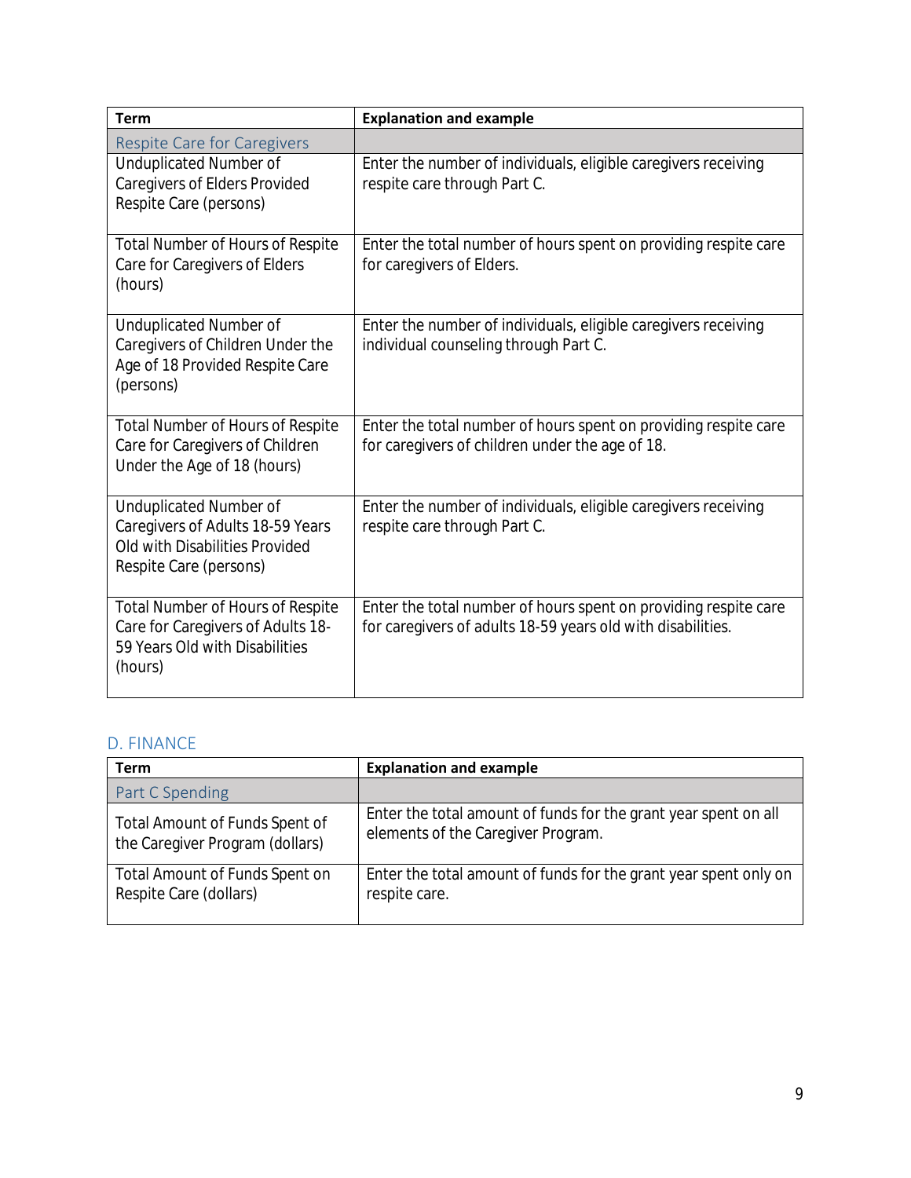| Term | Explanation and example |
| --- | --- |
| Respite Care for Caregivers | |
| Unduplicated Number of Caregivers of Elders Provided Respite Care (persons) | Enter the number of individuals, eligible caregivers receiving respite care through Part C. |
| Total Number of Hours of Respite Care for Caregivers of Elders (hours) | Enter the total number of hours spent on providing respite care for caregivers of Elders. |
| Unduplicated Number of Caregivers of Children Under the Age of 18 Provided Respite Care (persons) | Enter the number of individuals, eligible caregivers receiving individual counseling through Part C. |
| Total Number of Hours of Respite Care for Caregivers of Children Under the Age of 18 (hours) | Enter the total number of hours spent on providing respite care for caregivers of children under the age of 18. |
| Unduplicated Number of Caregivers of Adults 18-59 Years Old with Disabilities Provided Respite Care (persons) | Enter the number of individuals, eligible caregivers receiving respite care through Part C. |
| Total Number of Hours of Respite Care for Caregivers of Adults 18-59 Years Old with Disabilities (hours) | Enter the total number of hours spent on providing respite care for caregivers of adults 18-59 years old with disabilities. |

## D. FINANCE

| Term | Explanation and example |
| --- | --- |
| Part C Spending | |
| Total Amount of Funds Spent of the Caregiver Program (dollars) | Enter the total amount of funds for the grant year spent on all elements of the Caregiver Program. |
| Total Amount of Funds Spent on Respite Care (dollars) | Enter the total amount of funds for the grant year spent only on respite care. |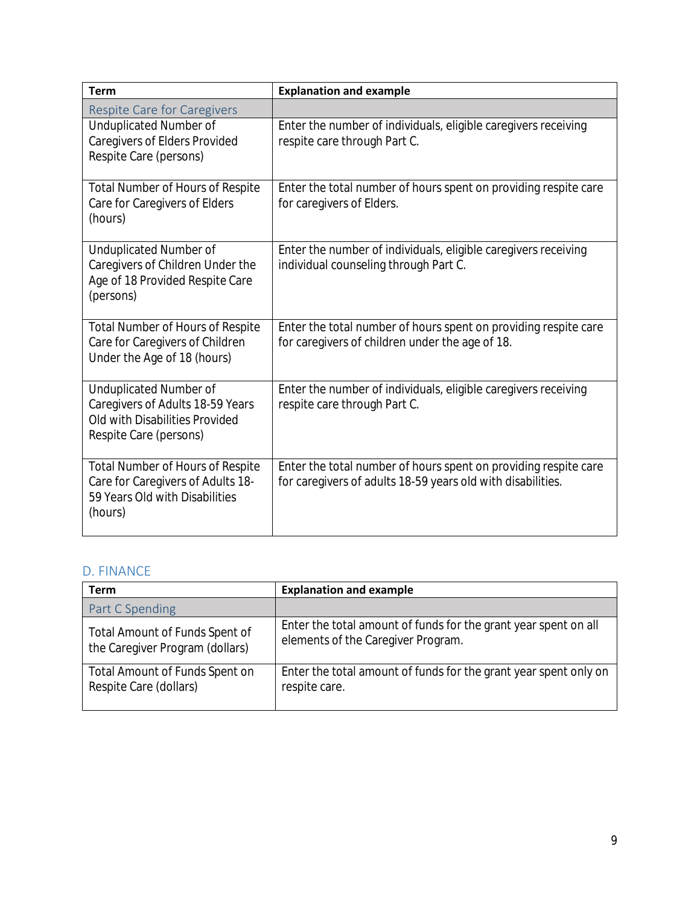| Term | Explanation and example |
| --- | --- |
| Respite Care for Caregivers | |
| Unduplicated Number of Caregivers of Elders Provided Respite Care (persons) | Enter the number of individuals, eligible caregivers receiving respite care through Part C. |
| Total Number of Hours of Respite Care for Caregivers of Elders (hours) | Enter the total number of hours spent on providing respite care for caregivers of Elders. |
| Unduplicated Number of Caregivers of Children Under the Age of 18 Provided Respite Care (persons) | Enter the number of individuals, eligible caregivers receiving individual counseling through Part C. |
| Total Number of Hours of Respite Care for Caregivers of Children Under the Age of 18 (hours) | Enter the total number of hours spent on providing respite care for caregivers of children under the age of 18. |
| Unduplicated Number of Caregivers of Adults 18-59 Years Old with Disabilities Provided Respite Care (persons) | Enter the number of individuals, eligible caregivers receiving respite care through Part C. |
| Total Number of Hours of Respite Care for Caregivers of Adults 18-59 Years Old with Disabilities (hours) | Enter the total number of hours spent on providing respite care for caregivers of adults 18-59 years old with disabilities. |

## D. FINANCE

| Term | Explanation and example |
| --- | --- |
| Part C Spending | |
| Total Amount of Funds Spent of the Caregiver Program (dollars) | Enter the total amount of funds for the grant year spent on all elements of the Caregiver Program. |
| Total Amount of Funds Spent on Respite Care (dollars) | Enter the total amount of funds for the grant year spent only on respite care. |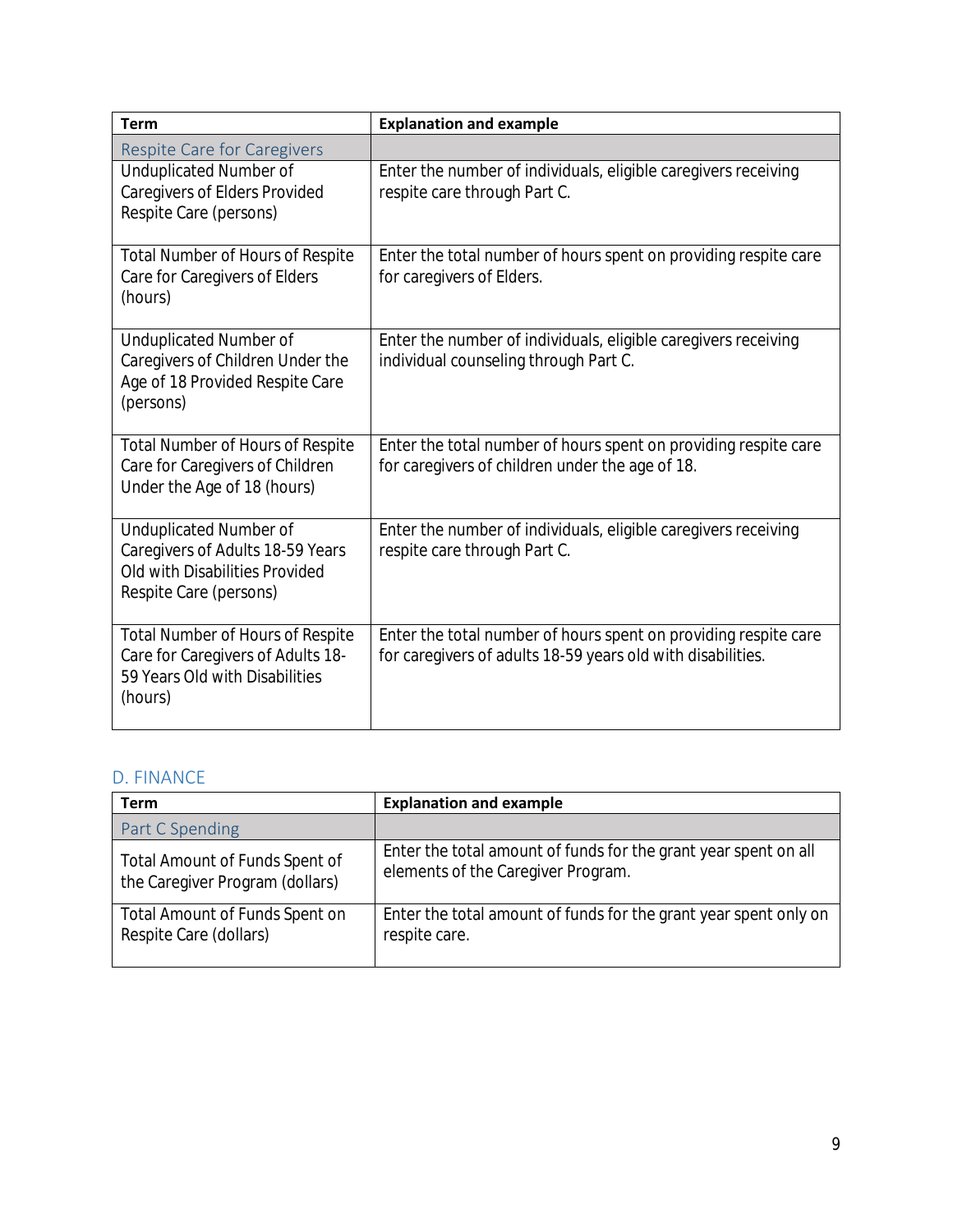| Term | Explanation and example |
| --- | --- |
| Respite Care for Caregivers | |
| Unduplicated Number of Caregivers of Elders Provided Respite Care (persons) | Enter the number of individuals, eligible caregivers receiving respite care through Part C. |
| Total Number of Hours of Respite Care for Caregivers of Elders (hours) | Enter the total number of hours spent on providing respite care for caregivers of Elders. |
| Unduplicated Number of Caregivers of Children Under the Age of 18 Provided Respite Care (persons) | Enter the number of individuals, eligible caregivers receiving individual counseling through Part C. |
| Total Number of Hours of Respite Care for Caregivers of Children Under the Age of 18 (hours) | Enter the total number of hours spent on providing respite care for caregivers of children under the age of 18. |
| Unduplicated Number of Caregivers of Adults 18-59 Years Old with Disabilities Provided Respite Care (persons) | Enter the number of individuals, eligible caregivers receiving respite care through Part C. |
| Total Number of Hours of Respite Care for Caregivers of Adults 18-59 Years Old with Disabilities (hours) | Enter the total number of hours spent on providing respite care for caregivers of adults 18-59 years old with disabilities. |

## D. FINANCE

| Term | Explanation and example |
| --- | --- |
| Part C Spending | |
| Total Amount of Funds Spent of the Caregiver Program (dollars) | Enter the total amount of funds for the grant year spent on all elements of the Caregiver Program. |
| Total Amount of Funds Spent on Respite Care (dollars) | Enter the total amount of funds for the grant year spent only on respite care. |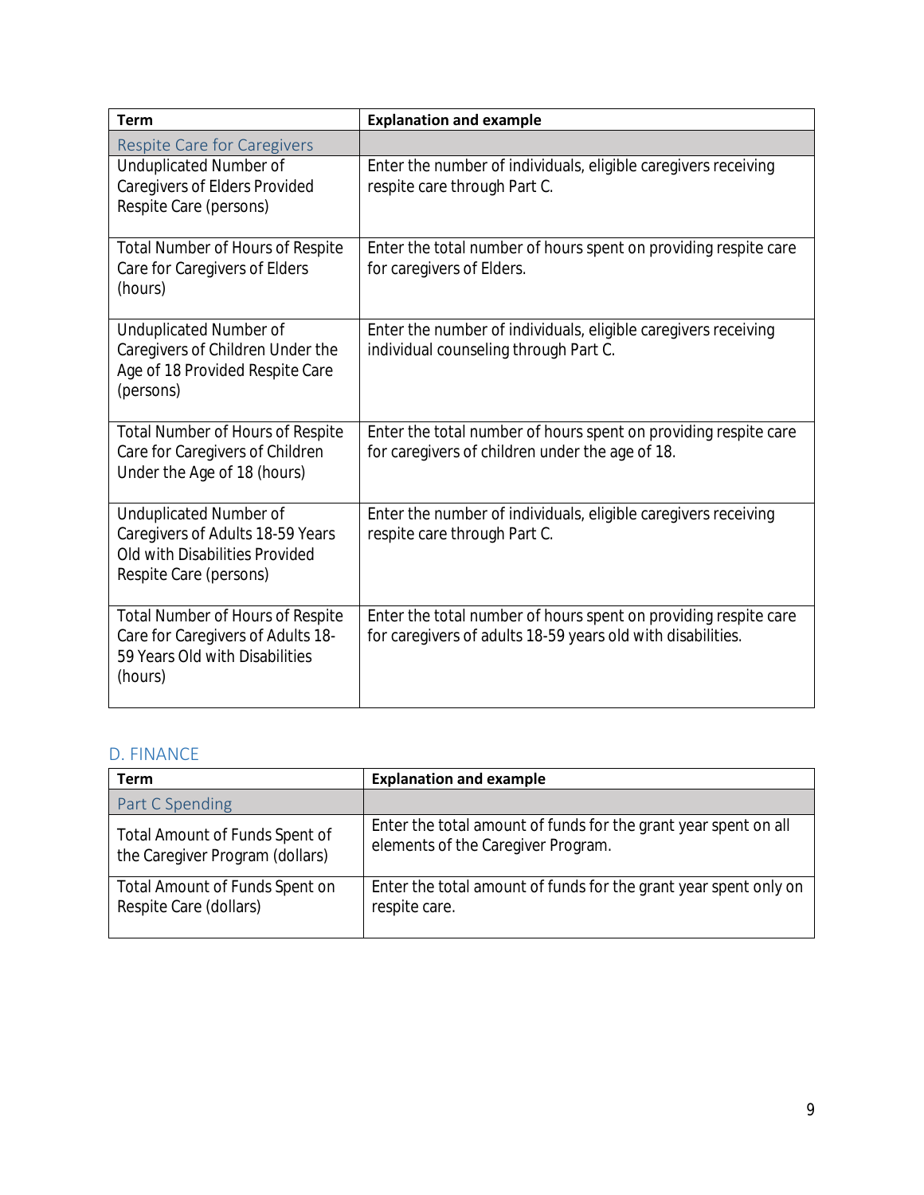| Term | Explanation and example |
| --- | --- |
| Respite Care for Caregivers | |
| Unduplicated Number of Caregivers of Elders Provided Respite Care (persons) | Enter the number of individuals, eligible caregivers receiving respite care through Part C. |
| Total Number of Hours of Respite Care for Caregivers of Elders (hours) | Enter the total number of hours spent on providing respite care for caregivers of Elders. |
| Unduplicated Number of Caregivers of Children Under the Age of 18 Provided Respite Care (persons) | Enter the number of individuals, eligible caregivers receiving individual counseling through Part C. |
| Total Number of Hours of Respite Care for Caregivers of Children Under the Age of 18 (hours) | Enter the total number of hours spent on providing respite care for caregivers of children under the age of 18. |
| Unduplicated Number of Caregivers of Adults 18-59 Years Old with Disabilities Provided Respite Care (persons) | Enter the number of individuals, eligible caregivers receiving respite care through Part C. |
| Total Number of Hours of Respite Care for Caregivers of Adults 18-59 Years Old with Disabilities (hours) | Enter the total number of hours spent on providing respite care for caregivers of adults 18-59 years old with disabilities. |

## D. FINANCE

| Term | Explanation and example |
| --- | --- |
| Part C Spending | |
| Total Amount of Funds Spent of the Caregiver Program (dollars) | Enter the total amount of funds for the grant year spent on all elements of the Caregiver Program. |
| Total Amount of Funds Spent on Respite Care (dollars) | Enter the total amount of funds for the grant year spent only on respite care. |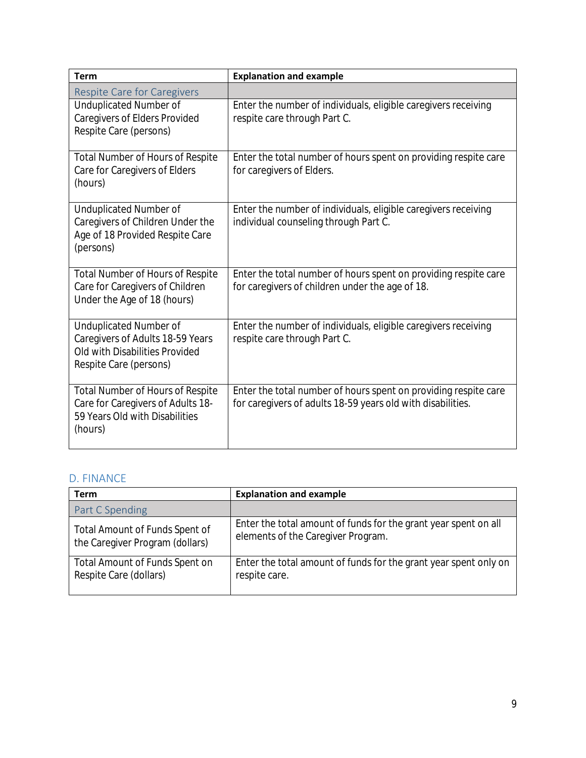| Term | Explanation and example |
| --- | --- |
| Respite Care for Caregivers | |
| Unduplicated Number of Caregivers of Elders Provided Respite Care (persons) | Enter the number of individuals, eligible caregivers receiving respite care through Part C. |
| Total Number of Hours of Respite Care for Caregivers of Elders (hours) | Enter the total number of hours spent on providing respite care for caregivers of Elders. |
| Unduplicated Number of Caregivers of Children Under the Age of 18 Provided Respite Care (persons) | Enter the number of individuals, eligible caregivers receiving individual counseling through Part C. |
| Total Number of Hours of Respite Care for Caregivers of Children Under the Age of 18 (hours) | Enter the total number of hours spent on providing respite care for caregivers of children under the age of 18. |
| Unduplicated Number of Caregivers of Adults 18-59 Years Old with Disabilities Provided Respite Care (persons) | Enter the number of individuals, eligible caregivers receiving respite care through Part C. |
| Total Number of Hours of Respite Care for Caregivers of Adults 18-59 Years Old with Disabilities (hours) | Enter the total number of hours spent on providing respite care for caregivers of adults 18-59 years old with disabilities. |

## D. FINANCE

| Term | Explanation and example |
| --- | --- |
| Part C Spending | |
| Total Amount of Funds Spent of the Caregiver Program (dollars) | Enter the total amount of funds for the grant year spent on all elements of the Caregiver Program. |
| Total Amount of Funds Spent on Respite Care (dollars) | Enter the total amount of funds for the grant year spent only on respite care. |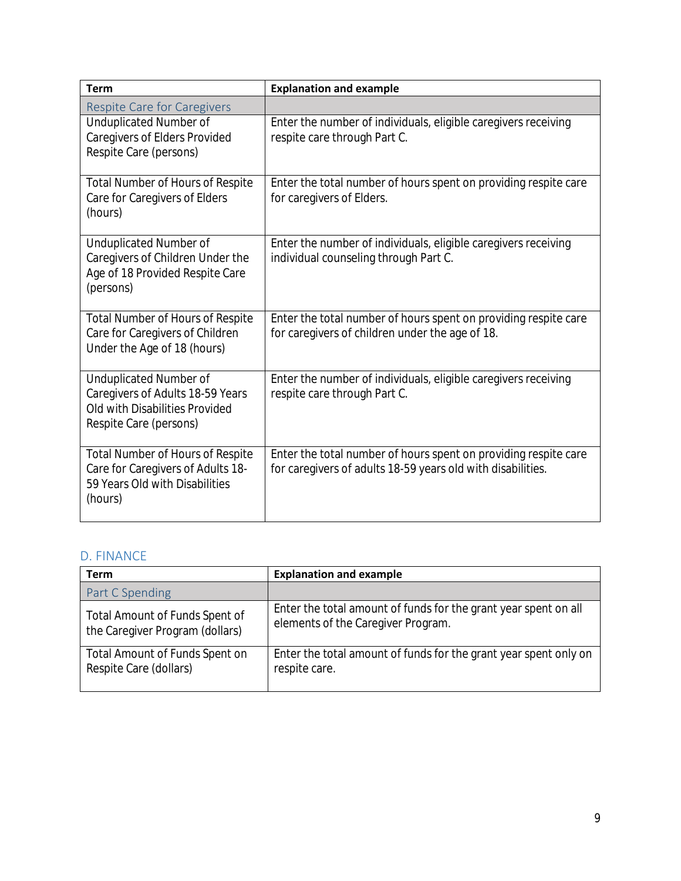| Term | Explanation and example |
|---|---|
| Respite Care for Caregivers | |
| Unduplicated Number of Caregivers of Elders Provided Respite Care (persons) | Enter the number of individuals, eligible caregivers receiving respite care through Part C. |
| Total Number of Hours of Respite Care for Caregivers of Elders (hours) | Enter the total number of hours spent on providing respite care for caregivers of Elders. |
| Unduplicated Number of Caregivers of Children Under the Age of 18 Provided Respite Care (persons) | Enter the number of individuals, eligible caregivers receiving individual counseling through Part C. |
| Total Number of Hours of Respite Care for Caregivers of Children Under the Age of 18 (hours) | Enter the total number of hours spent on providing respite care for caregivers of children under the age of 18. |
| Unduplicated Number of Caregivers of Adults 18-59 Years Old with Disabilities Provided Respite Care (persons) | Enter the number of individuals, eligible caregivers receiving respite care through Part C. |
| Total Number of Hours of Respite Care for Caregivers of Adults 18-59 Years Old with Disabilities (hours) | Enter the total number of hours spent on providing respite care for caregivers of adults 18-59 years old with disabilities. |

## D. FINANCE

| Term | Explanation and example |
|---|---|
| Part C Spending | |
| Total Amount of Funds Spent of the Caregiver Program (dollars) | Enter the total amount of funds for the grant year spent on all elements of the Caregiver Program. |
| Total Amount of Funds Spent on Respite Care (dollars) | Enter the total amount of funds for the grant year spent only on respite care. |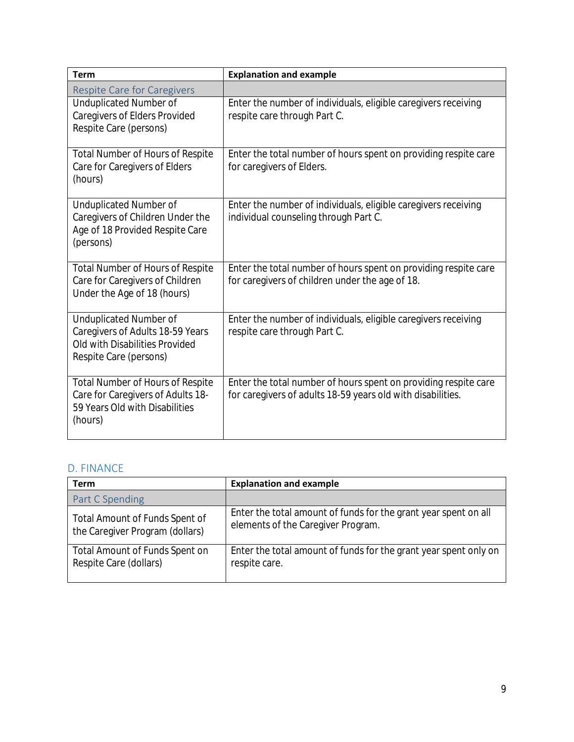| Term | Explanation and example |
| --- | --- |
| Respite Care for Caregivers | |
| Unduplicated Number of Caregivers of Elders Provided Respite Care (persons) | Enter the number of individuals, eligible caregivers receiving respite care through Part C. |
| Total Number of Hours of Respite Care for Caregivers of Elders (hours) | Enter the total number of hours spent on providing respite care for caregivers of Elders. |
| Unduplicated Number of Caregivers of Children Under the Age of 18 Provided Respite Care (persons) | Enter the number of individuals, eligible caregivers receiving individual counseling through Part C. |
| Total Number of Hours of Respite Care for Caregivers of Children Under the Age of 18 (hours) | Enter the total number of hours spent on providing respite care for caregivers of children under the age of 18. |
| Unduplicated Number of Caregivers of Adults 18-59 Years Old with Disabilities Provided Respite Care (persons) | Enter the number of individuals, eligible caregivers receiving respite care through Part C. |
| Total Number of Hours of Respite Care for Caregivers of Adults 18-59 Years Old with Disabilities (hours) | Enter the total number of hours spent on providing respite care for caregivers of adults 18-59 years old with disabilities. |

## D. FINANCE

| Term | Explanation and example |
| --- | --- |
| Part C Spending | |
| Total Amount of Funds Spent of the Caregiver Program (dollars) | Enter the total amount of funds for the grant year spent on all elements of the Caregiver Program. |
| Total Amount of Funds Spent on Respite Care (dollars) | Enter the total amount of funds for the grant year spent only on respite care. |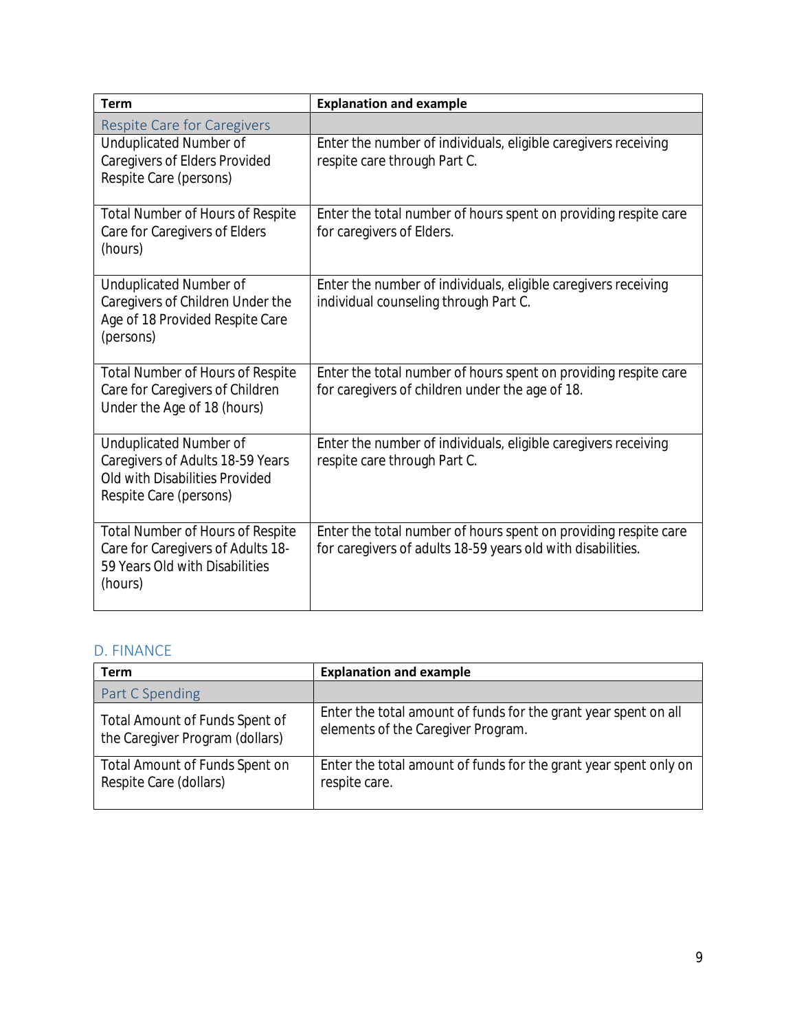| Term | Explanation and example |
| --- | --- |
| Respite Care for Caregivers | |
| Unduplicated Number of Caregivers of Elders Provided Respite Care (persons) | Enter the number of individuals, eligible caregivers receiving respite care through Part C. |
| Total Number of Hours of Respite Care for Caregivers of Elders (hours) | Enter the total number of hours spent on providing respite care for caregivers of Elders. |
| Unduplicated Number of Caregivers of Children Under the Age of 18 Provided Respite Care (persons) | Enter the number of individuals, eligible caregivers receiving individual counseling through Part C. |
| Total Number of Hours of Respite Care for Caregivers of Children Under the Age of 18 (hours) | Enter the total number of hours spent on providing respite care for caregivers of children under the age of 18. |
| Unduplicated Number of Caregivers of Adults 18-59 Years Old with Disabilities Provided Respite Care (persons) | Enter the number of individuals, eligible caregivers receiving respite care through Part C. |
| Total Number of Hours of Respite Care for Caregivers of Adults 18-59 Years Old with Disabilities (hours) | Enter the total number of hours spent on providing respite care for caregivers of adults 18-59 years old with disabilities. |

## D. FINANCE

| Term | Explanation and example |
| --- | --- |
| Part C Spending | |
| Total Amount of Funds Spent of the Caregiver Program (dollars) | Enter the total amount of funds for the grant year spent on all elements of the Caregiver Program. |
| Total Amount of Funds Spent on Respite Care (dollars) | Enter the total amount of funds for the grant year spent only on respite care. |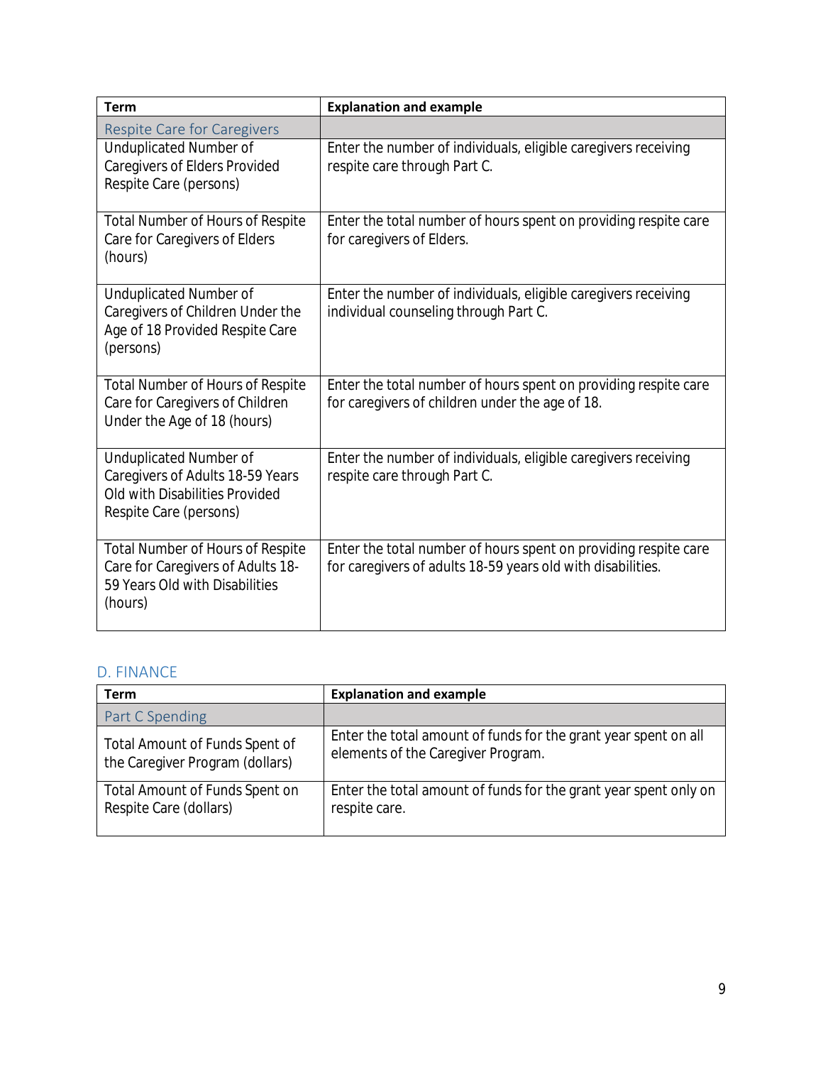| Term | Explanation and example |
|---|---|
| Respite Care for Caregivers | |
| Unduplicated Number of Caregivers of Elders Provided Respite Care (persons) | Enter the number of individuals, eligible caregivers receiving respite care through Part C. |
| Total Number of Hours of Respite Care for Caregivers of Elders (hours) | Enter the total number of hours spent on providing respite care for caregivers of Elders. |
| Unduplicated Number of Caregivers of Children Under the Age of 18 Provided Respite Care (persons) | Enter the number of individuals, eligible caregivers receiving individual counseling through Part C. |
| Total Number of Hours of Respite Care for Caregivers of Children Under the Age of 18 (hours) | Enter the total number of hours spent on providing respite care for caregivers of children under the age of 18. |
| Unduplicated Number of Caregivers of Adults 18-59 Years Old with Disabilities Provided Respite Care (persons) | Enter the number of individuals, eligible caregivers receiving respite care through Part C. |
| Total Number of Hours of Respite Care for Caregivers of Adults 18-59 Years Old with Disabilities (hours) | Enter the total number of hours spent on providing respite care for caregivers of adults 18-59 years old with disabilities. |

## D. FINANCE

| Term | Explanation and example |
|---|---|
| Part C Spending | |
| Total Amount of Funds Spent of the Caregiver Program (dollars) | Enter the total amount of funds for the grant year spent on all elements of the Caregiver Program. |
| Total Amount of Funds Spent on Respite Care (dollars) | Enter the total amount of funds for the grant year spent only on respite care. |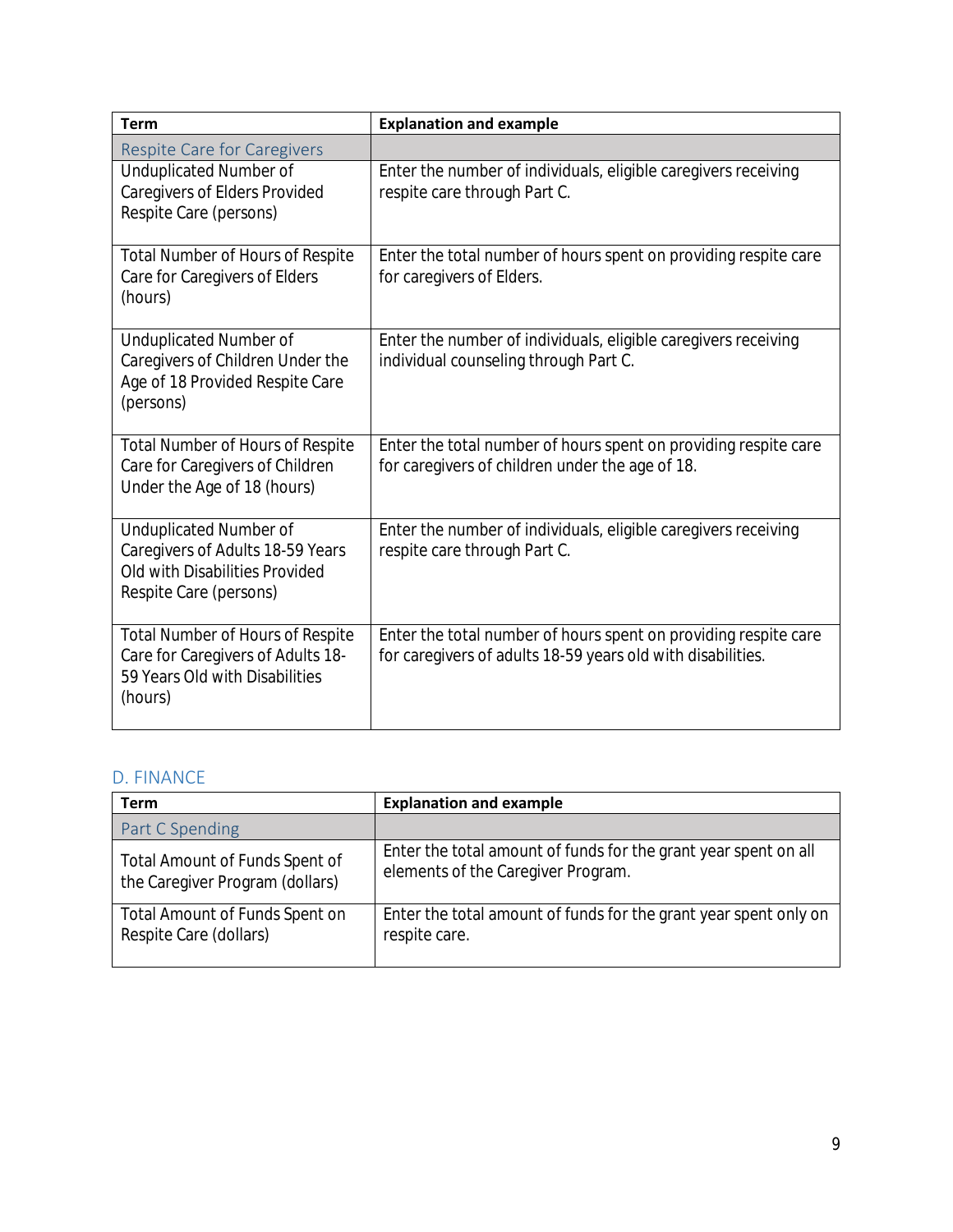| Term | Explanation and example |
| --- | --- |
| Respite Care for Caregivers | |
| Unduplicated Number of Caregivers of Elders Provided Respite Care (persons) | Enter the number of individuals, eligible caregivers receiving respite care through Part C. |
| Total Number of Hours of Respite Care for Caregivers of Elders (hours) | Enter the total number of hours spent on providing respite care for caregivers of Elders. |
| Unduplicated Number of Caregivers of Children Under the Age of 18 Provided Respite Care (persons) | Enter the number of individuals, eligible caregivers receiving individual counseling through Part C. |
| Total Number of Hours of Respite Care for Caregivers of Children Under the Age of 18 (hours) | Enter the total number of hours spent on providing respite care for caregivers of children under the age of 18. |
| Unduplicated Number of Caregivers of Adults 18-59 Years Old with Disabilities Provided Respite Care (persons) | Enter the number of individuals, eligible caregivers receiving respite care through Part C. |
| Total Number of Hours of Respite Care for Caregivers of Adults 18-59 Years Old with Disabilities (hours) | Enter the total number of hours spent on providing respite care for caregivers of adults 18-59 years old with disabilities. |

## D. FINANCE

| Term | Explanation and example |
| --- | --- |
| Part C Spending | |
| Total Amount of Funds Spent of the Caregiver Program (dollars) | Enter the total amount of funds for the grant year spent on all elements of the Caregiver Program. |
| Total Amount of Funds Spent on Respite Care (dollars) | Enter the total amount of funds for the grant year spent only on respite care. |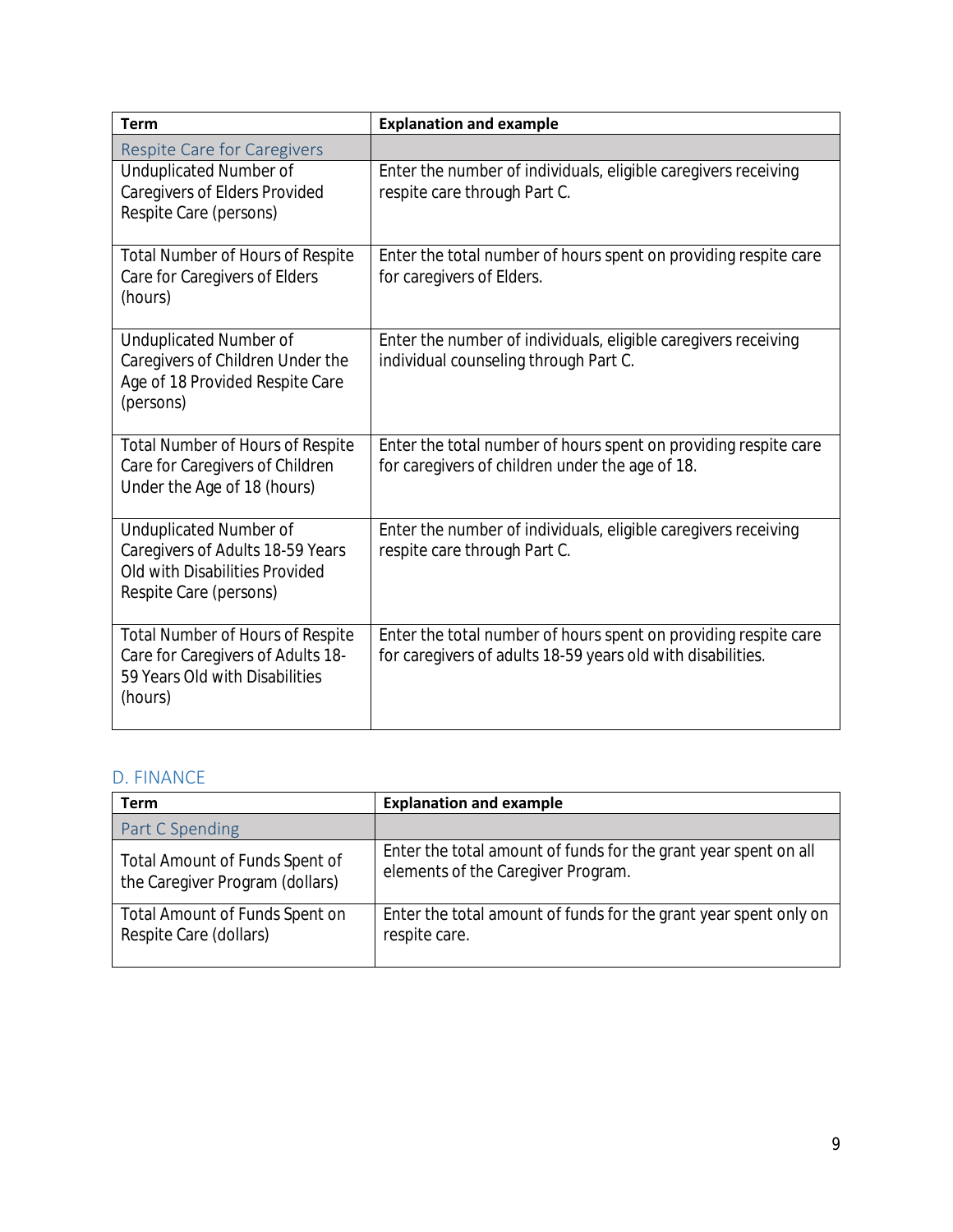| Term | Explanation and example |
|---|---|
| Respite Care for Caregivers | |
| Unduplicated Number of Caregivers of Elders Provided Respite Care (persons) | Enter the number of individuals, eligible caregivers receiving respite care through Part C. |
| Total Number of Hours of Respite Care for Caregivers of Elders (hours) | Enter the total number of hours spent on providing respite care for caregivers of Elders. |
| Unduplicated Number of Caregivers of Children Under the Age of 18 Provided Respite Care (persons) | Enter the number of individuals, eligible caregivers receiving individual counseling through Part C. |
| Total Number of Hours of Respite Care for Caregivers of Children Under the Age of 18 (hours) | Enter the total number of hours spent on providing respite care for caregivers of children under the age of 18. |
| Unduplicated Number of Caregivers of Adults 18-59 Years Old with Disabilities Provided Respite Care (persons) | Enter the number of individuals, eligible caregivers receiving respite care through Part C. |
| Total Number of Hours of Respite Care for Caregivers of Adults 18-59 Years Old with Disabilities (hours) | Enter the total number of hours spent on providing respite care for caregivers of adults 18-59 years old with disabilities. |

## D. FINANCE

| Term | Explanation and example |
|---|---|
| Part C Spending | |
| Total Amount of Funds Spent of the Caregiver Program (dollars) | Enter the total amount of funds for the grant year spent on all elements of the Caregiver Program. |
| Total Amount of Funds Spent on Respite Care (dollars) | Enter the total amount of funds for the grant year spent only on respite care. |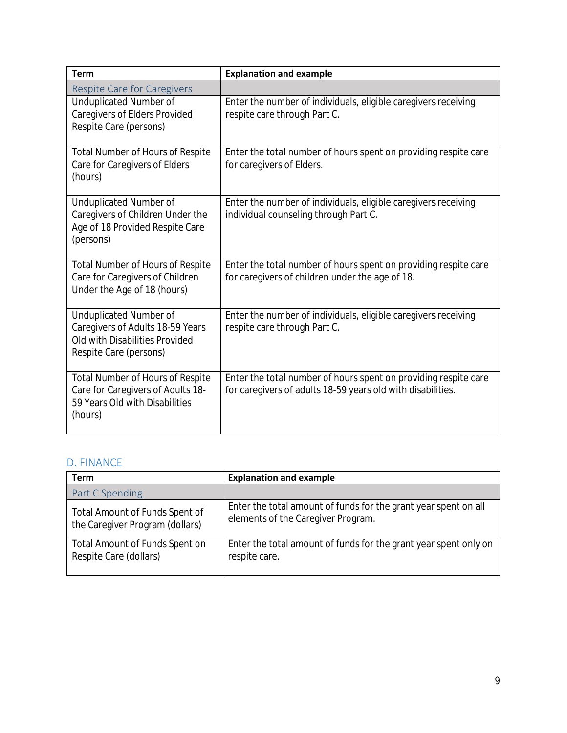| Term | Explanation and example |
| --- | --- |
| Respite Care for Caregivers | |
| Unduplicated Number of Caregivers of Elders Provided Respite Care (persons) | Enter the number of individuals, eligible caregivers receiving respite care through Part C. |
| Total Number of Hours of Respite Care for Caregivers of Elders (hours) | Enter the total number of hours spent on providing respite care for caregivers of Elders. |
| Unduplicated Number of Caregivers of Children Under the Age of 18 Provided Respite Care (persons) | Enter the number of individuals, eligible caregivers receiving individual counseling through Part C. |
| Total Number of Hours of Respite Care for Caregivers of Children Under the Age of 18 (hours) | Enter the total number of hours spent on providing respite care for caregivers of children under the age of 18. |
| Unduplicated Number of Caregivers of Adults 18-59 Years Old with Disabilities Provided Respite Care (persons) | Enter the number of individuals, eligible caregivers receiving respite care through Part C. |
| Total Number of Hours of Respite Care for Caregivers of Adults 18-59 Years Old with Disabilities (hours) | Enter the total number of hours spent on providing respite care for caregivers of adults 18-59 years old with disabilities. |

## D. FINANCE

| Term | Explanation and example |
| --- | --- |
| Part C Spending | |
| Total Amount of Funds Spent of the Caregiver Program (dollars) | Enter the total amount of funds for the grant year spent on all elements of the Caregiver Program. |
| Total Amount of Funds Spent on Respite Care (dollars) | Enter the total amount of funds for the grant year spent only on respite care. |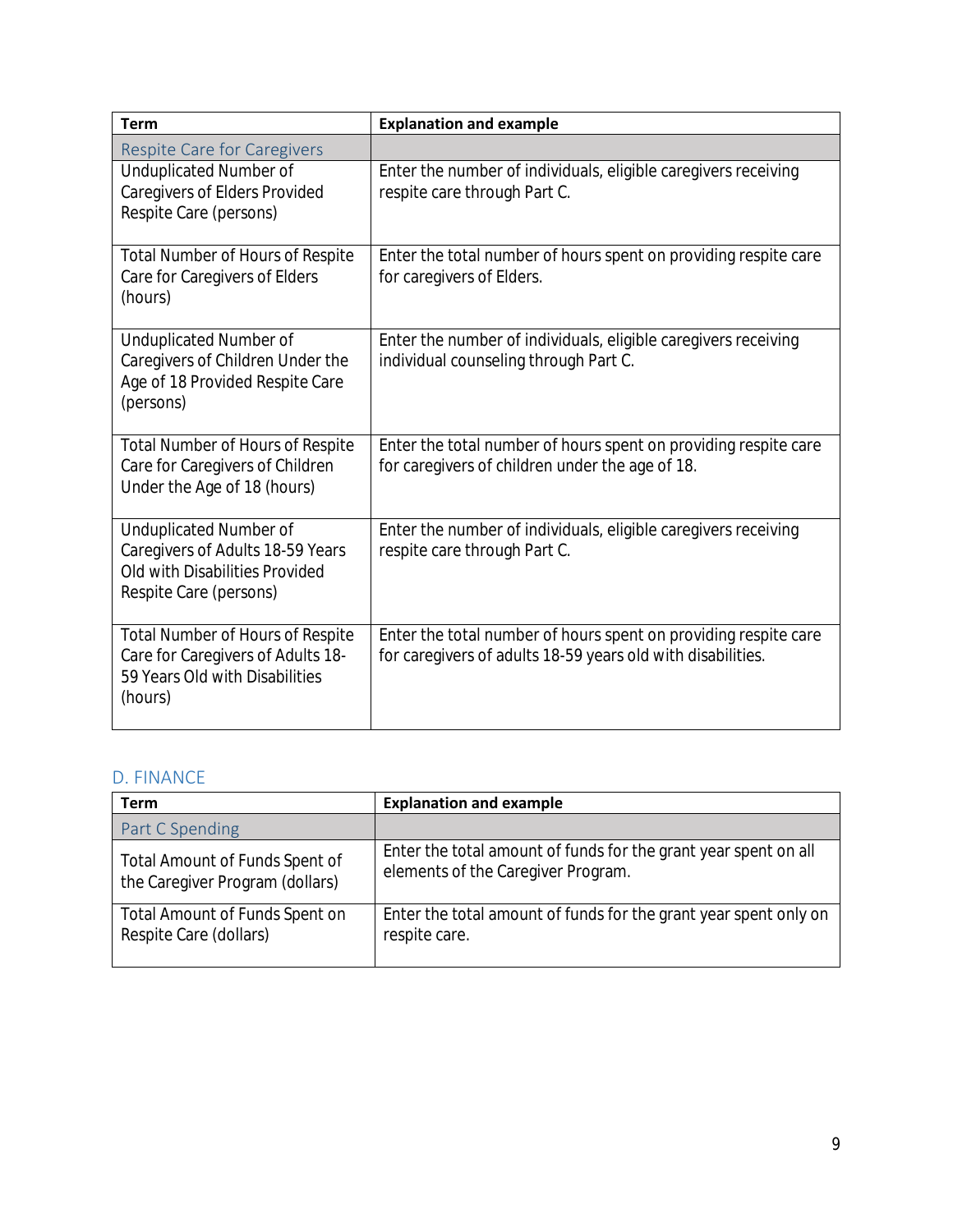| Term | Explanation and example |
| --- | --- |
| Respite Care for Caregivers | |
| Unduplicated Number of Caregivers of Elders Provided Respite Care (persons) | Enter the number of individuals, eligible caregivers receiving respite care through Part C. |
| Total Number of Hours of Respite Care for Caregivers of Elders (hours) | Enter the total number of hours spent on providing respite care for caregivers of Elders. |
| Unduplicated Number of Caregivers of Children Under the Age of 18 Provided Respite Care (persons) | Enter the number of individuals, eligible caregivers receiving individual counseling through Part C. |
| Total Number of Hours of Respite Care for Caregivers of Children Under the Age of 18 (hours) | Enter the total number of hours spent on providing respite care for caregivers of children under the age of 18. |
| Unduplicated Number of Caregivers of Adults 18-59 Years Old with Disabilities Provided Respite Care (persons) | Enter the number of individuals, eligible caregivers receiving respite care through Part C. |
| Total Number of Hours of Respite Care for Caregivers of Adults 18-59 Years Old with Disabilities (hours) | Enter the total number of hours spent on providing respite care for caregivers of adults 18-59 years old with disabilities. |

## D. FINANCE

| Term | Explanation and example |
| --- | --- |
| Part C Spending | |
| Total Amount of Funds Spent of the Caregiver Program (dollars) | Enter the total amount of funds for the grant year spent on all elements of the Caregiver Program. |
| Total Amount of Funds Spent on Respite Care (dollars) | Enter the total amount of funds for the grant year spent only on respite care. |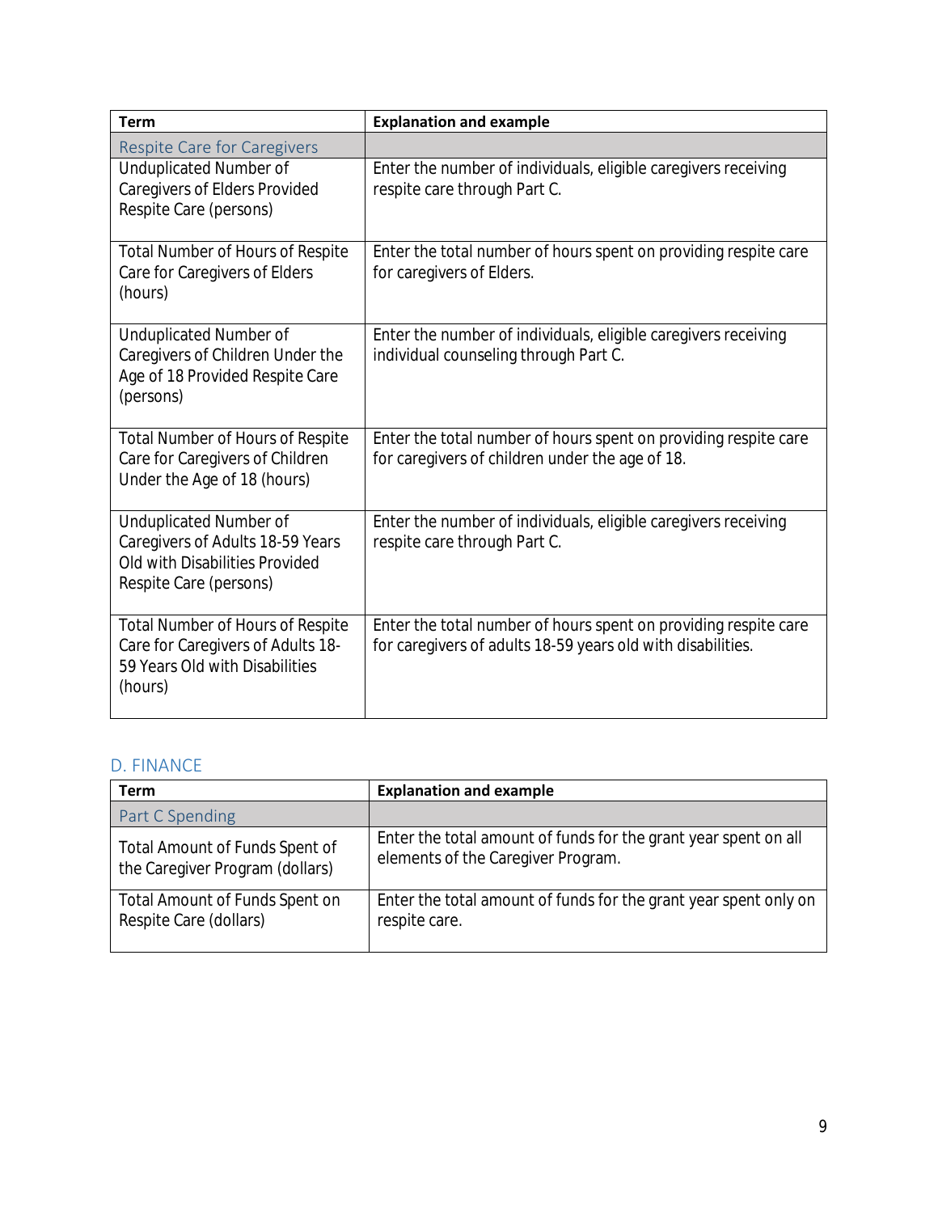| Term | Explanation and example |
| --- | --- |
| Respite Care for Caregivers | |
| Unduplicated Number of Caregivers of Elders Provided Respite Care (persons) | Enter the number of individuals, eligible caregivers receiving respite care through Part C. |
| Total Number of Hours of Respite Care for Caregivers of Elders (hours) | Enter the total number of hours spent on providing respite care for caregivers of Elders. |
| Unduplicated Number of Caregivers of Children Under the Age of 18 Provided Respite Care (persons) | Enter the number of individuals, eligible caregivers receiving individual counseling through Part C. |
| Total Number of Hours of Respite Care for Caregivers of Children Under the Age of 18 (hours) | Enter the total number of hours spent on providing respite care for caregivers of children under the age of 18. |
| Unduplicated Number of Caregivers of Adults 18-59 Years Old with Disabilities Provided Respite Care (persons) | Enter the number of individuals, eligible caregivers receiving respite care through Part C. |
| Total Number of Hours of Respite Care for Caregivers of Adults 18-59 Years Old with Disabilities (hours) | Enter the total number of hours spent on providing respite care for caregivers of adults 18-59 years old with disabilities. |

## D. FINANCE

| Term | Explanation and example |
| --- | --- |
| Part C Spending | |
| Total Amount of Funds Spent of the Caregiver Program (dollars) | Enter the total amount of funds for the grant year spent on all elements of the Caregiver Program. |
| Total Amount of Funds Spent on Respite Care (dollars) | Enter the total amount of funds for the grant year spent only on respite care. |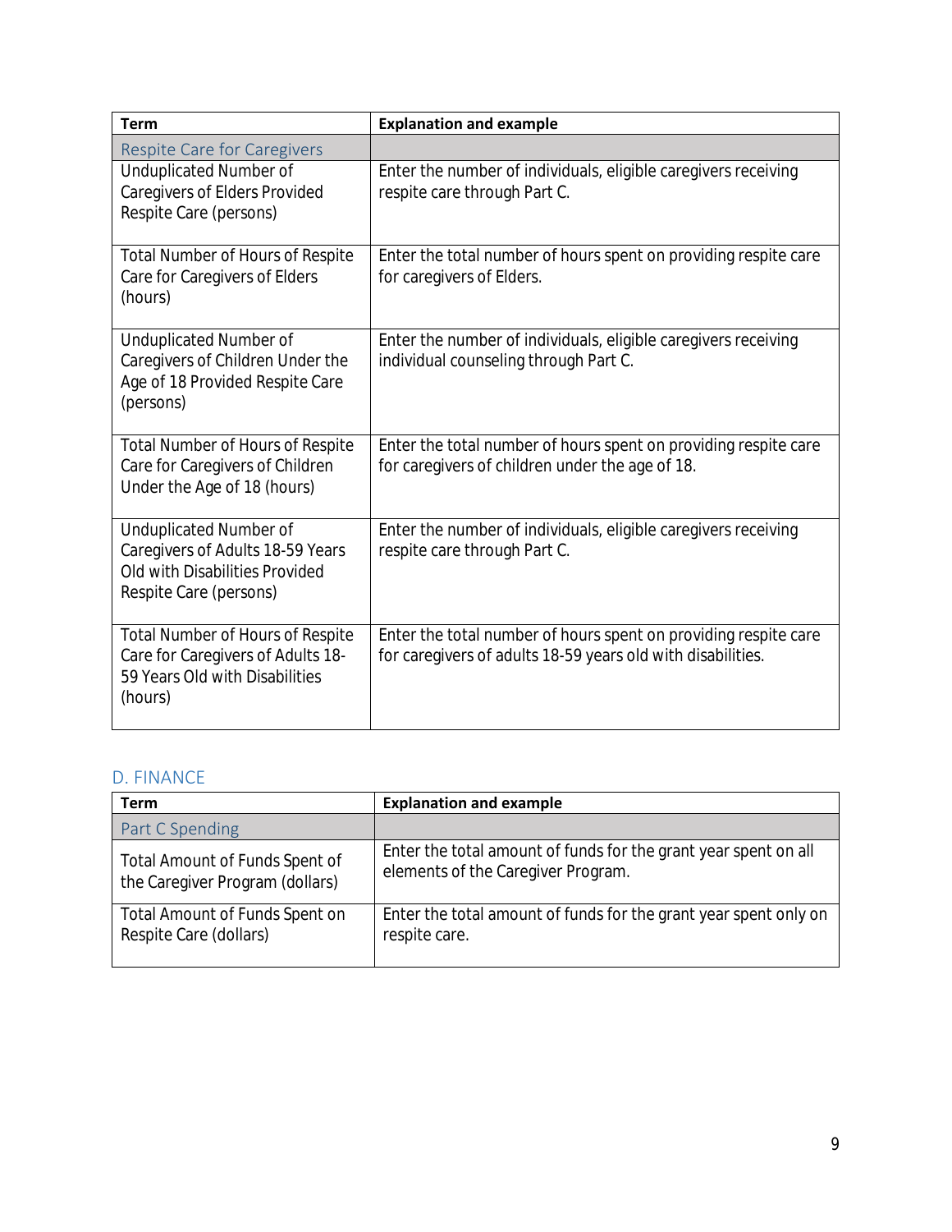| Term | Explanation and example |
| --- | --- |
| Respite Care for Caregivers | |
| Unduplicated Number of Caregivers of Elders Provided Respite Care (persons) | Enter the number of individuals, eligible caregivers receiving respite care through Part C. |
| Total Number of Hours of Respite Care for Caregivers of Elders (hours) | Enter the total number of hours spent on providing respite care for caregivers of Elders. |
| Unduplicated Number of Caregivers of Children Under the Age of 18 Provided Respite Care (persons) | Enter the number of individuals, eligible caregivers receiving individual counseling through Part C. |
| Total Number of Hours of Respite Care for Caregivers of Children Under the Age of 18 (hours) | Enter the total number of hours spent on providing respite care for caregivers of children under the age of 18. |
| Unduplicated Number of Caregivers of Adults 18-59 Years Old with Disabilities Provided Respite Care (persons) | Enter the number of individuals, eligible caregivers receiving respite care through Part C. |
| Total Number of Hours of Respite Care for Caregivers of Adults 18-59 Years Old with Disabilities (hours) | Enter the total number of hours spent on providing respite care for caregivers of adults 18-59 years old with disabilities. |

## D. FINANCE

| Term | Explanation and example |
| --- | --- |
| Part C Spending | |
| Total Amount of Funds Spent of the Caregiver Program (dollars) | Enter the total amount of funds for the grant year spent on all elements of the Caregiver Program. |
| Total Amount of Funds Spent on Respite Care (dollars) | Enter the total amount of funds for the grant year spent only on respite care. |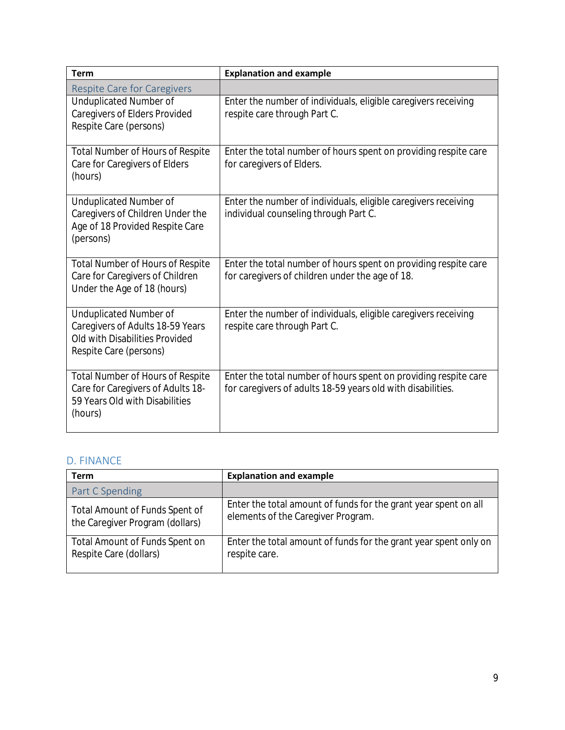| Term | Explanation and example |
| --- | --- |
| Respite Care for Caregivers | |
| Unduplicated Number of Caregivers of Elders Provided Respite Care (persons) | Enter the number of individuals, eligible caregivers receiving respite care through Part C. |
| Total Number of Hours of Respite Care for Caregivers of Elders (hours) | Enter the total number of hours spent on providing respite care for caregivers of Elders. |
| Unduplicated Number of Caregivers of Children Under the Age of 18 Provided Respite Care (persons) | Enter the number of individuals, eligible caregivers receiving individual counseling through Part C. |
| Total Number of Hours of Respite Care for Caregivers of Children Under the Age of 18 (hours) | Enter the total number of hours spent on providing respite care for caregivers of children under the age of 18. |
| Unduplicated Number of Caregivers of Adults 18-59 Years Old with Disabilities Provided Respite Care (persons) | Enter the number of individuals, eligible caregivers receiving respite care through Part C. |
| Total Number of Hours of Respite Care for Caregivers of Adults 18-59 Years Old with Disabilities (hours) | Enter the total number of hours spent on providing respite care for caregivers of adults 18-59 years old with disabilities. |

## D. FINANCE

| Term | Explanation and example |
| --- | --- |
| Part C Spending | |
| Total Amount of Funds Spent of the Caregiver Program (dollars) | Enter the total amount of funds for the grant year spent on all elements of the Caregiver Program. |
| Total Amount of Funds Spent on Respite Care (dollars) | Enter the total amount of funds for the grant year spent only on respite care. |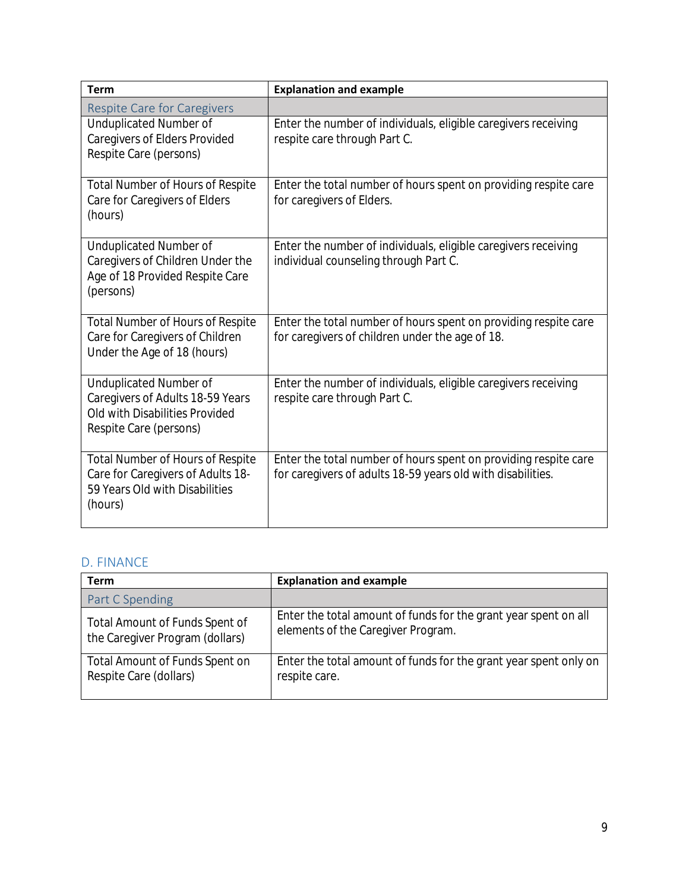| Term | Explanation and example |
| --- | --- |
| Respite Care for Caregivers | |
| Unduplicated Number of Caregivers of Elders Provided Respite Care (persons) | Enter the number of individuals, eligible caregivers receiving respite care through Part C. |
| Total Number of Hours of Respite Care for Caregivers of Elders (hours) | Enter the total number of hours spent on providing respite care for caregivers of Elders. |
| Unduplicated Number of Caregivers of Children Under the Age of 18 Provided Respite Care (persons) | Enter the number of individuals, eligible caregivers receiving individual counseling through Part C. |
| Total Number of Hours of Respite Care for Caregivers of Children Under the Age of 18 (hours) | Enter the total number of hours spent on providing respite care for caregivers of children under the age of 18. |
| Unduplicated Number of Caregivers of Adults 18-59 Years Old with Disabilities Provided Respite Care (persons) | Enter the number of individuals, eligible caregivers receiving respite care through Part C. |
| Total Number of Hours of Respite Care for Caregivers of Adults 18-59 Years Old with Disabilities (hours) | Enter the total number of hours spent on providing respite care for caregivers of adults 18-59 years old with disabilities. |

## D. FINANCE

| Term | Explanation and example |
| --- | --- |
| Part C Spending | |
| Total Amount of Funds Spent of the Caregiver Program (dollars) | Enter the total amount of funds for the grant year spent on all elements of the Caregiver Program. |
| Total Amount of Funds Spent on Respite Care (dollars) | Enter the total amount of funds for the grant year spent only on respite care. |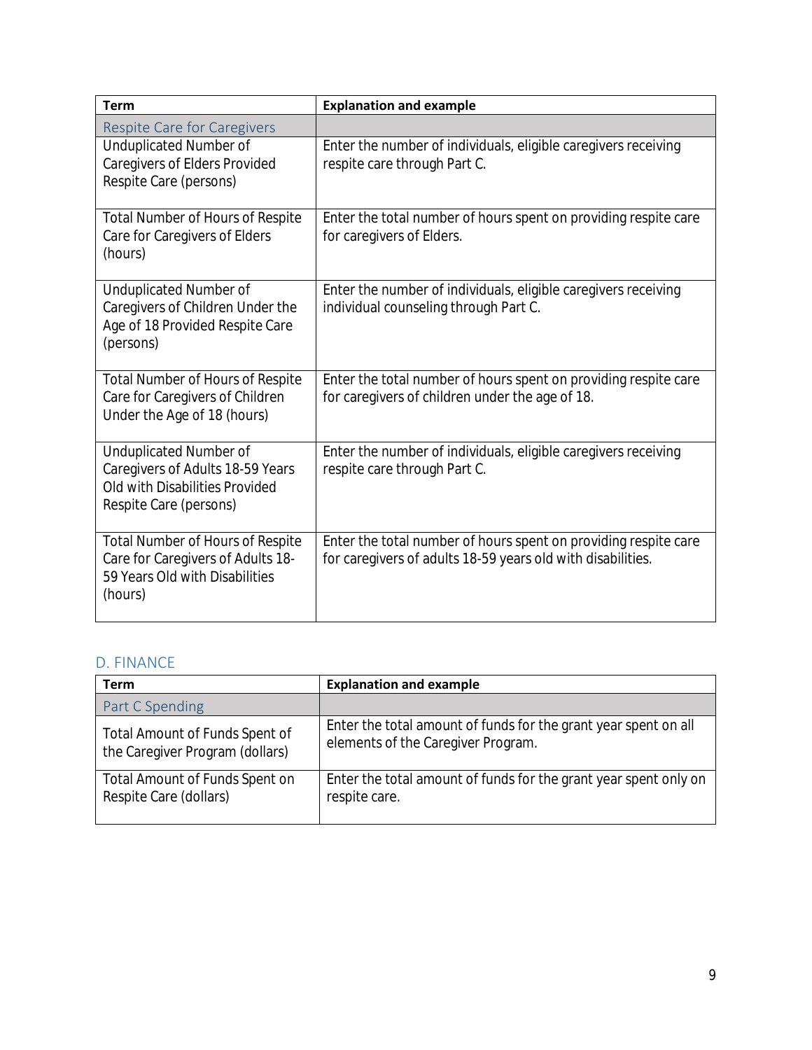| Term | Explanation and example |
| --- | --- |
| Respite Care for Caregivers | |
| Unduplicated Number of Caregivers of Elders Provided Respite Care (persons) | Enter the number of individuals, eligible caregivers receiving respite care through Part C. |
| Total Number of Hours of Respite Care for Caregivers of Elders (hours) | Enter the total number of hours spent on providing respite care for caregivers of Elders. |
| Unduplicated Number of Caregivers of Children Under the Age of 18 Provided Respite Care (persons) | Enter the number of individuals, eligible caregivers receiving individual counseling through Part C. |
| Total Number of Hours of Respite Care for Caregivers of Children Under the Age of 18 (hours) | Enter the total number of hours spent on providing respite care for caregivers of children under the age of 18. |
| Unduplicated Number of Caregivers of Adults 18-59 Years Old with Disabilities Provided Respite Care (persons) | Enter the number of individuals, eligible caregivers receiving respite care through Part C. |
| Total Number of Hours of Respite Care for Caregivers of Adults 18-59 Years Old with Disabilities (hours) | Enter the total number of hours spent on providing respite care for caregivers of adults 18-59 years old with disabilities. |

## D. FINANCE

| Term | Explanation and example |
| --- | --- |
| Part C Spending | |
| Total Amount of Funds Spent of the Caregiver Program (dollars) | Enter the total amount of funds for the grant year spent on all elements of the Caregiver Program. |
| Total Amount of Funds Spent on Respite Care (dollars) | Enter the total amount of funds for the grant year spent only on respite care. |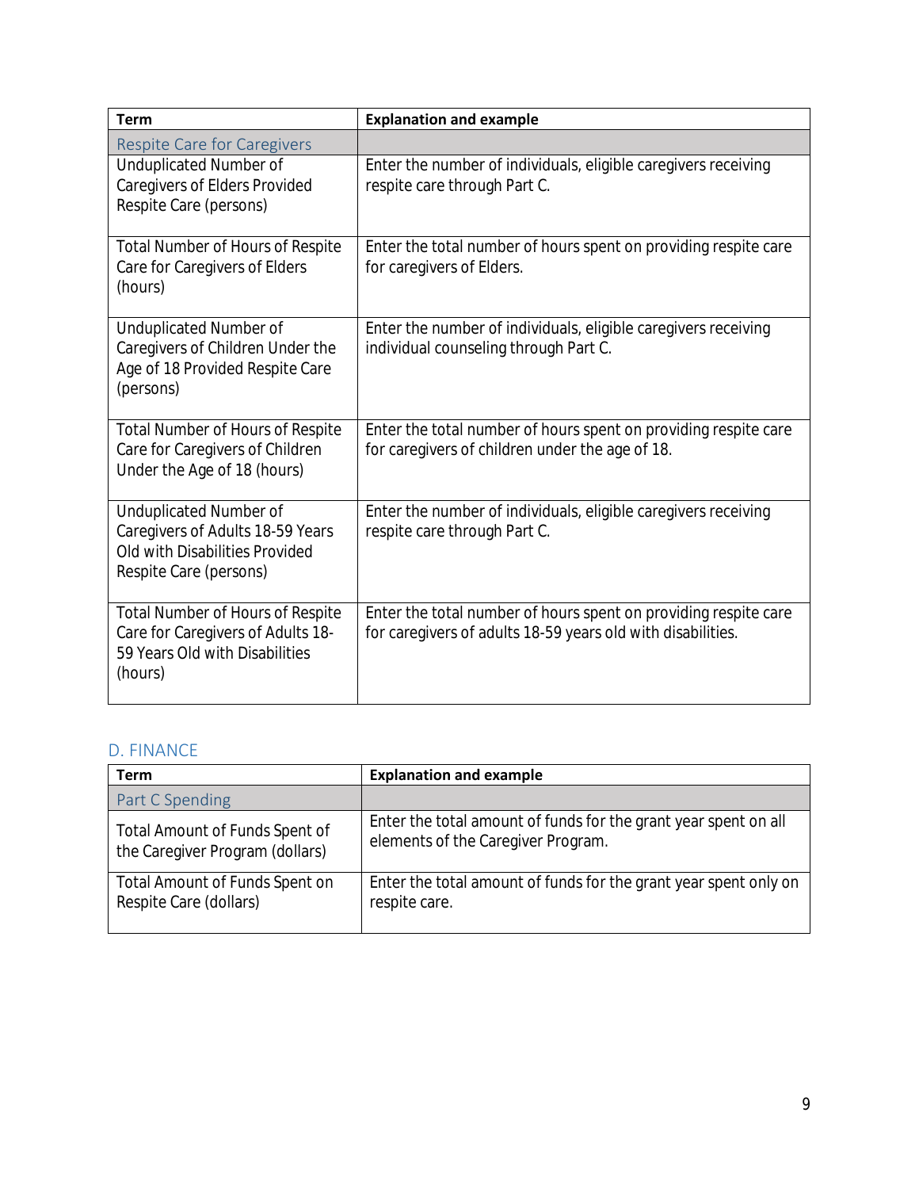| Term | Explanation and example |
| --- | --- |
| Respite Care for Caregivers | |
| Unduplicated Number of Caregivers of Elders Provided Respite Care (persons) | Enter the number of individuals, eligible caregivers receiving respite care through Part C. |
| Total Number of Hours of Respite Care for Caregivers of Elders (hours) | Enter the total number of hours spent on providing respite care for caregivers of Elders. |
| Unduplicated Number of Caregivers of Children Under the Age of 18 Provided Respite Care (persons) | Enter the number of individuals, eligible caregivers receiving individual counseling through Part C. |
| Total Number of Hours of Respite Care for Caregivers of Children Under the Age of 18 (hours) | Enter the total number of hours spent on providing respite care for caregivers of children under the age of 18. |
| Unduplicated Number of Caregivers of Adults 18-59 Years Old with Disabilities Provided Respite Care (persons) | Enter the number of individuals, eligible caregivers receiving respite care through Part C. |
| Total Number of Hours of Respite Care for Caregivers of Adults 18-59 Years Old with Disabilities (hours) | Enter the total number of hours spent on providing respite care for caregivers of adults 18-59 years old with disabilities. |

## D. FINANCE

| Term | Explanation and example |
| --- | --- |
| Part C Spending | |
| Total Amount of Funds Spent of the Caregiver Program (dollars) | Enter the total amount of funds for the grant year spent on all elements of the Caregiver Program. |
| Total Amount of Funds Spent on Respite Care (dollars) | Enter the total amount of funds for the grant year spent only on respite care. |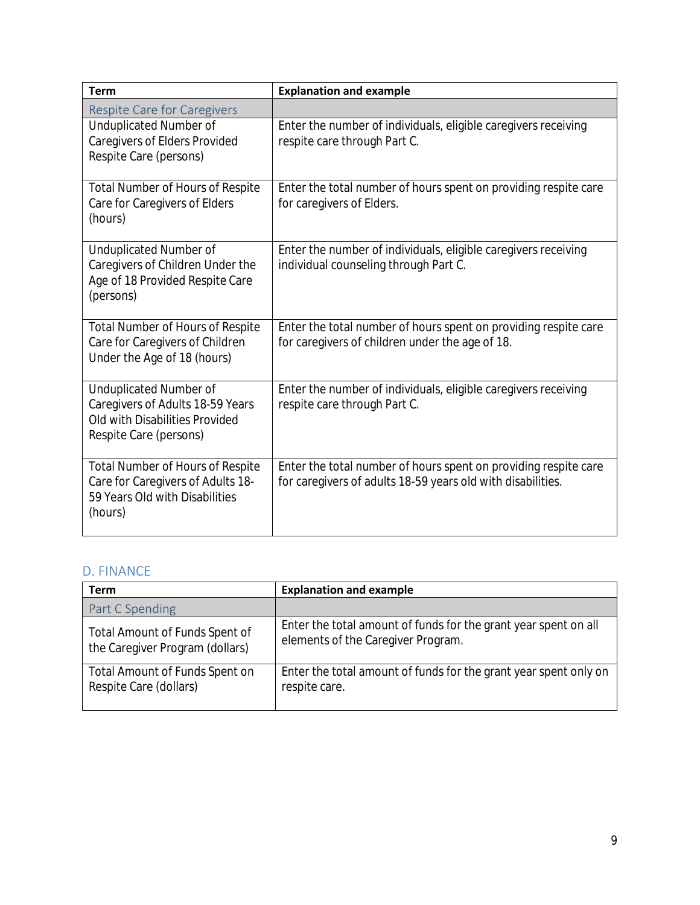| Term | Explanation and example |
| --- | --- |
| Respite Care for Caregivers | |
| Unduplicated Number of Caregivers of Elders Provided Respite Care (persons) | Enter the number of individuals, eligible caregivers receiving respite care through Part C. |
| Total Number of Hours of Respite Care for Caregivers of Elders (hours) | Enter the total number of hours spent on providing respite care for caregivers of Elders. |
| Unduplicated Number of Caregivers of Children Under the Age of 18 Provided Respite Care (persons) | Enter the number of individuals, eligible caregivers receiving individual counseling through Part C. |
| Total Number of Hours of Respite Care for Caregivers of Children Under the Age of 18 (hours) | Enter the total number of hours spent on providing respite care for caregivers of children under the age of 18. |
| Unduplicated Number of Caregivers of Adults 18-59 Years Old with Disabilities Provided Respite Care (persons) | Enter the number of individuals, eligible caregivers receiving respite care through Part C. |
| Total Number of Hours of Respite Care for Caregivers of Adults 18-59 Years Old with Disabilities (hours) | Enter the total number of hours spent on providing respite care for caregivers of adults 18-59 years old with disabilities. |

## D. FINANCE

| Term | Explanation and example |
| --- | --- |
| Part C Spending | |
| Total Amount of Funds Spent of the Caregiver Program (dollars) | Enter the total amount of funds for the grant year spent on all elements of the Caregiver Program. |
| Total Amount of Funds Spent on Respite Care (dollars) | Enter the total amount of funds for the grant year spent only on respite care. |